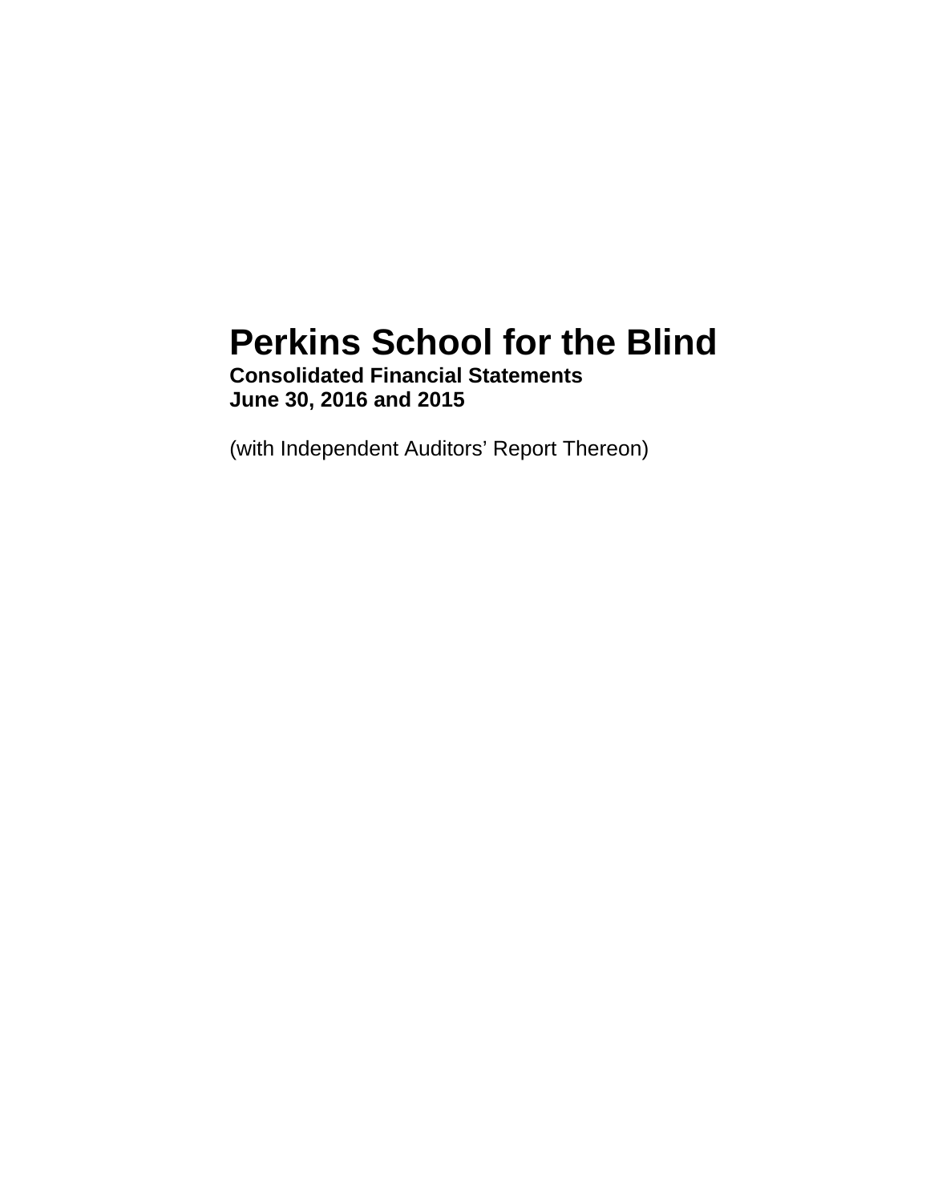# Perkins School for the Blind

**Consolidated Financial Statements**
**June 30, 2016 and 2015**

(with Independent Auditors' Report Thereon)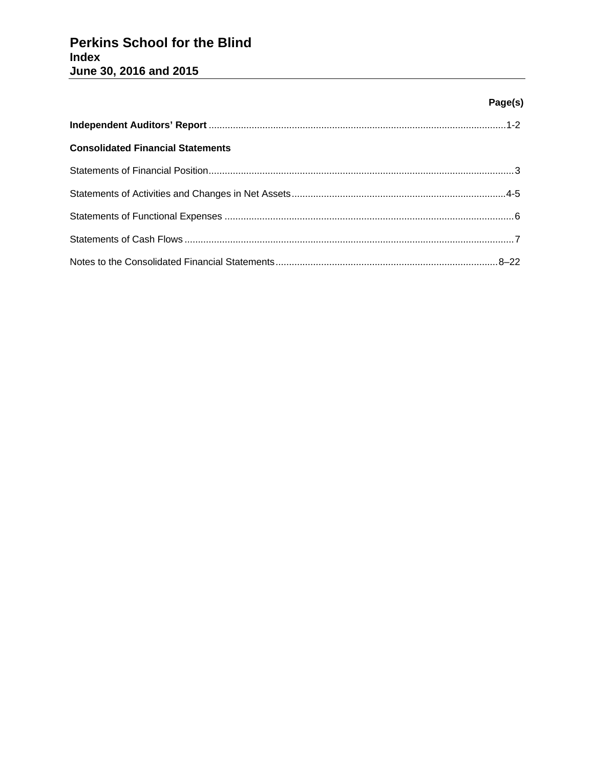# Perkins School for the Blind
## Index
## June 30, 2016 and 2015

| | Page(s) |
|---|---|
| **Independent Auditors' Report** | 1-2 |
| **Consolidated Financial Statements** | |
| Statements of Financial Position | 3 |
| Statements of Activities and Changes in Net Assets | 4-5 |
| Statements of Functional Expenses | 6 |
| Statements of Cash Flows | 7 |
| Notes to the Consolidated Financial Statements | 8–22 |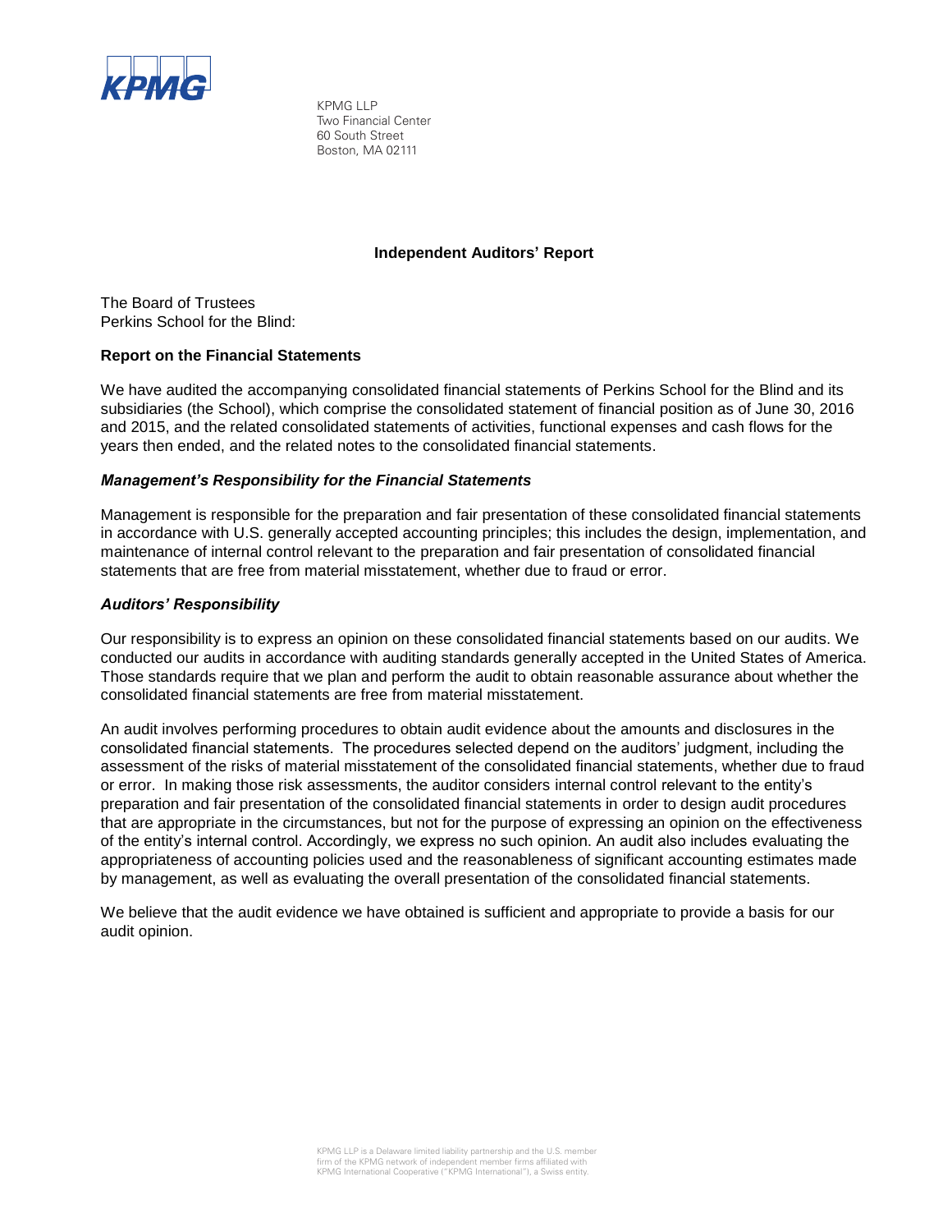KPMG LLP
Two Financial Center
60 South Street
Boston, MA 02111

# Independent Auditors' Report

The Board of Trustees
Perkins School for the Blind:

## Report on the Financial Statements

We have audited the accompanying consolidated financial statements of Perkins School for the Blind and its subsidiaries (the School), which comprise the consolidated statement of financial position as of June 30, 2016 and 2015, and the related consolidated statements of activities, functional expenses and cash flows for the years then ended, and the related notes to the consolidated financial statements.

### *Management's Responsibility for the Financial Statements*

Management is responsible for the preparation and fair presentation of these consolidated financial statements in accordance with U.S. generally accepted accounting principles; this includes the design, implementation, and maintenance of internal control relevant to the preparation and fair presentation of consolidated financial statements that are free from material misstatement, whether due to fraud or error.

### *Auditors' Responsibility*

Our responsibility is to express an opinion on these consolidated financial statements based on our audits. We conducted our audits in accordance with auditing standards generally accepted in the United States of America. Those standards require that we plan and perform the audit to obtain reasonable assurance about whether the consolidated financial statements are free from material misstatement.

An audit involves performing procedures to obtain audit evidence about the amounts and disclosures in the consolidated financial statements. The procedures selected depend on the auditors' judgment, including the assessment of the risks of material misstatement of the consolidated financial statements, whether due to fraud or error. In making those risk assessments, the auditor considers internal control relevant to the entity's preparation and fair presentation of the consolidated financial statements in order to design audit procedures that are appropriate in the circumstances, but not for the purpose of expressing an opinion on the effectiveness of the entity's internal control. Accordingly, we express no such opinion. An audit also includes evaluating the appropriateness of accounting policies used and the reasonableness of significant accounting estimates made by management, as well as evaluating the overall presentation of the consolidated financial statements.

We believe that the audit evidence we have obtained is sufficient and appropriate to provide a basis for our audit opinion.

KPMG LLP is a Delaware limited liability partnership and the U.S. member firm of the KPMG network of independent member firms affiliated with KPMG International Cooperative ("KPMG International"), a Swiss entity.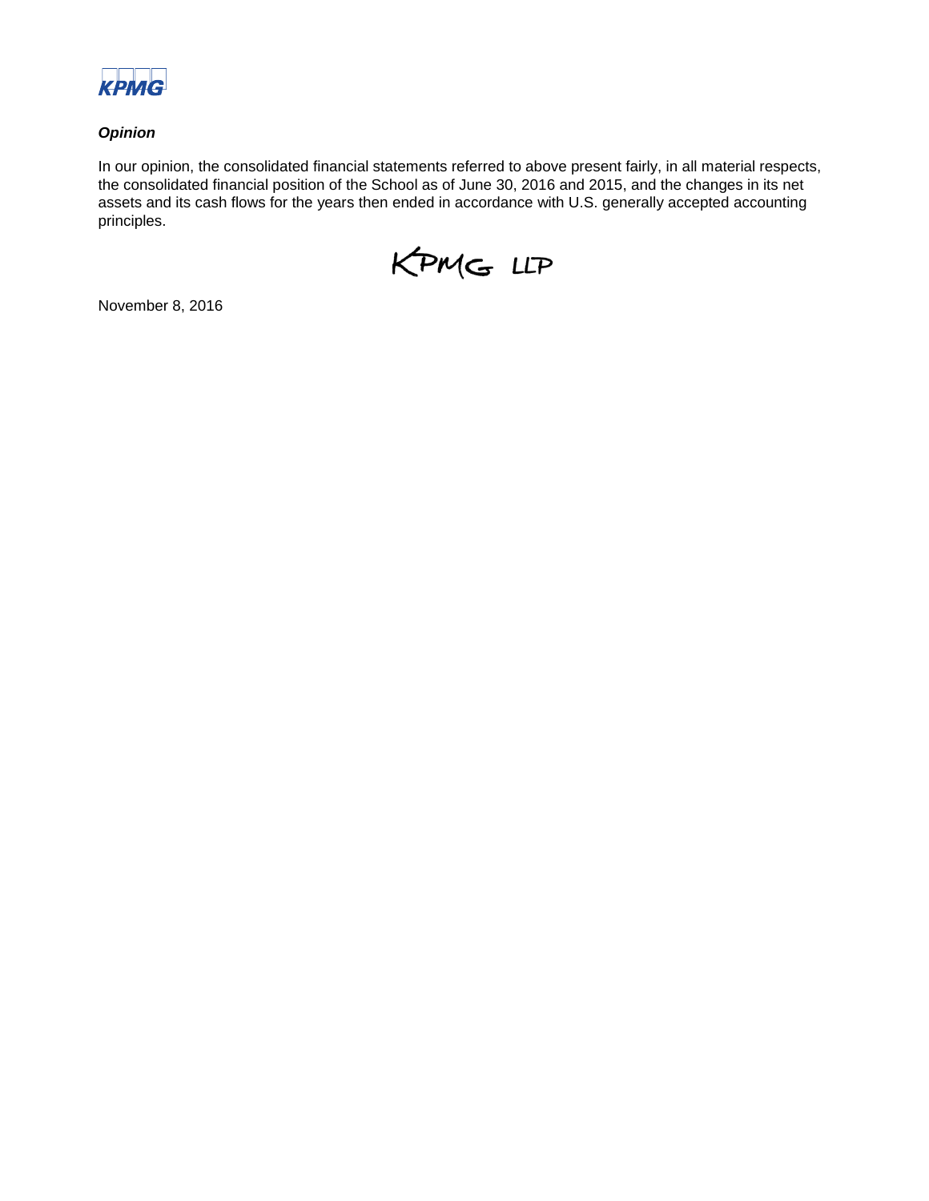### *Opinion*

In our opinion, the consolidated financial statements referred to above present fairly, in all material respects, the consolidated financial position of the School as of June 30, 2016 and 2015, and the changes in its net assets and its cash flows for the years then ended in accordance with U.S. generally accepted accounting principles.

KPMG LLP

November 8, 2016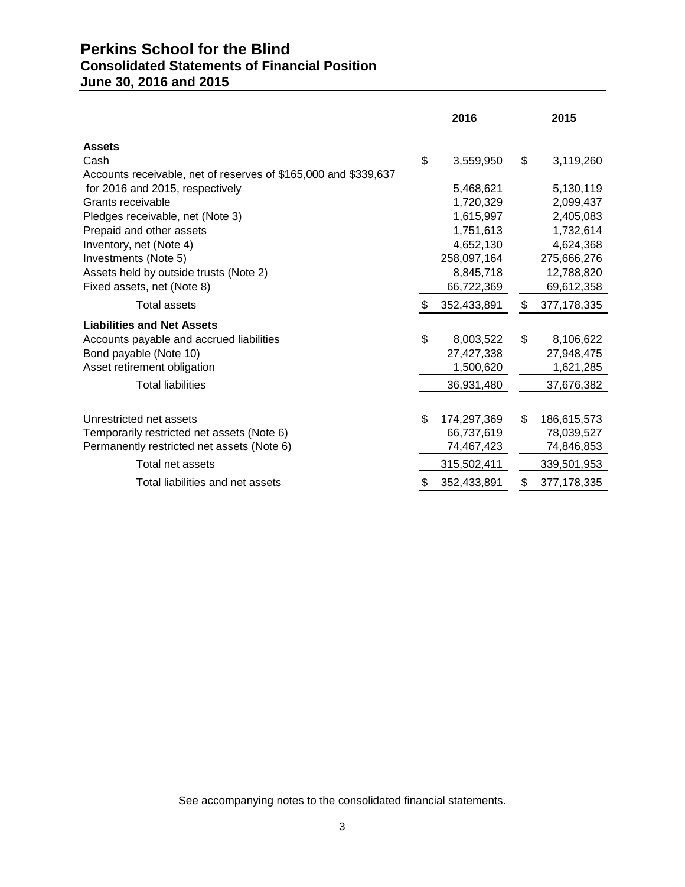# Perkins School for the Blind
## Consolidated Statements of Financial Position
## June 30, 2016 and 2015

| | 2016 | 2015 |
|---|---|---|
| **Assets** | | |
| Cash | $ 3,559,950 | $ 3,119,260 |
| Accounts receivable, net of reserves of $165,000 and $339,637 for 2016 and 2015, respectively | 5,468,621 | 5,130,119 |
| Grants receivable | 1,720,329 | 2,099,437 |
| Pledges receivable, net (Note 3) | 1,615,997 | 2,405,083 |
| Prepaid and other assets | 1,751,613 | 1,732,614 |
| Inventory, net (Note 4) | 4,652,130 | 4,624,368 |
| Investments (Note 5) | 258,097,164 | 275,666,276 |
| Assets held by outside trusts (Note 2) | 8,845,718 | 12,788,820 |
| Fixed assets, net (Note 8) | 66,722,369 | 69,612,358 |
| Total assets | $ 352,433,891 | $ 377,178,335 |
| **Liabilities and Net Assets** | | |
| Accounts payable and accrued liabilities | $ 8,003,522 | $ 8,106,622 |
| Bond payable (Note 10) | 27,427,338 | 27,948,475 |
| Asset retirement obligation | 1,500,620 | 1,621,285 |
| Total liabilities | 36,931,480 | 37,676,382 |
| Unrestricted net assets | $ 174,297,369 | $ 186,615,573 |
| Temporarily restricted net assets (Note 6) | 66,737,619 | 78,039,527 |
| Permanently restricted net assets (Note 6) | 74,467,423 | 74,846,853 |
| Total net assets | 315,502,411 | 339,501,953 |
| Total liabilities and net assets | $ 352,433,891 | $ 377,178,335 |

See accompanying notes to the consolidated financial statements.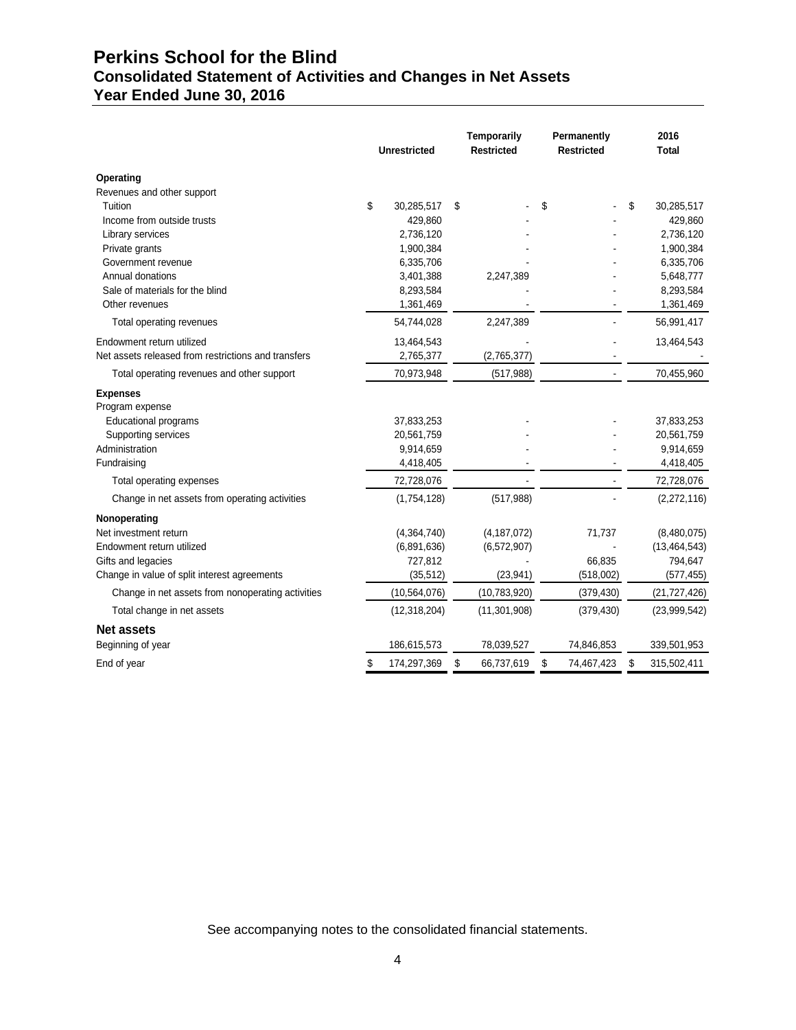# Perkins School for the Blind
## Consolidated Statement of Activities and Changes in Net Assets
## Year Ended June 30, 2016

| | Unrestricted | Temporarily Restricted | Permanently Restricted | 2016 Total |
|---|---|---|---|---|
| **Operating** | | | | |
| Revenues and other support | | | | |
| Tuition | $ 30,285,517 | $ - | $ - | $ 30,285,517 |
| Income from outside trusts | 429,860 | - | - | 429,860 |
| Library services | 2,736,120 | - | - | 2,736,120 |
| Private grants | 1,900,384 | - | - | 1,900,384 |
| Government revenue | 6,335,706 | - | - | 6,335,706 |
| Annual donations | 3,401,388 | 2,247,389 | - | 5,648,777 |
| Sale of materials for the blind | 8,293,584 | - | - | 8,293,584 |
| Other revenues | 1,361,469 | - | - | 1,361,469 |
| Total operating revenues | 54,744,028 | 2,247,389 | - | 56,991,417 |
| Endowment return utilized | 13,464,543 | - | - | 13,464,543 |
| Net assets released from restrictions and transfers | 2,765,377 | (2,765,377) | - | - |
| Total operating revenues and other support | 70,973,948 | (517,988) | - | 70,455,960 |
| **Expenses** | | | | |
| Program expense | | | | |
| Educational programs | 37,833,253 | - | - | 37,833,253 |
| Supporting services | 20,561,759 | - | - | 20,561,759 |
| Administration | 9,914,659 | - | - | 9,914,659 |
| Fundraising | 4,418,405 | - | - | 4,418,405 |
| Total operating expenses | 72,728,076 | - | - | 72,728,076 |
| Change in net assets from operating activities | (1,754,128) | (517,988) | - | (2,272,116) |
| **Nonoperating** | | | | |
| Net investment return | (4,364,740) | (4,187,072) | 71,737 | (8,480,075) |
| Endowment return utilized | (6,891,636) | (6,572,907) | - | (13,464,543) |
| Gifts and legacies | 727,812 | - | 66,835 | 794,647 |
| Change in value of split interest agreements | (35,512) | (23,941) | (518,002) | (577,455) |
| Change in net assets from nonoperating activities | (10,564,076) | (10,783,920) | (379,430) | (21,727,426) |
| Total change in net assets | (12,318,204) | (11,301,908) | (379,430) | (23,999,542) |
| **Net assets** | | | | |
| Beginning of year | 186,615,573 | 78,039,527 | 74,846,853 | 339,501,953 |
| End of year | $ 174,297,369 | $ 66,737,619 | $ 74,467,423 | $ 315,502,411 |

See accompanying notes to the consolidated financial statements.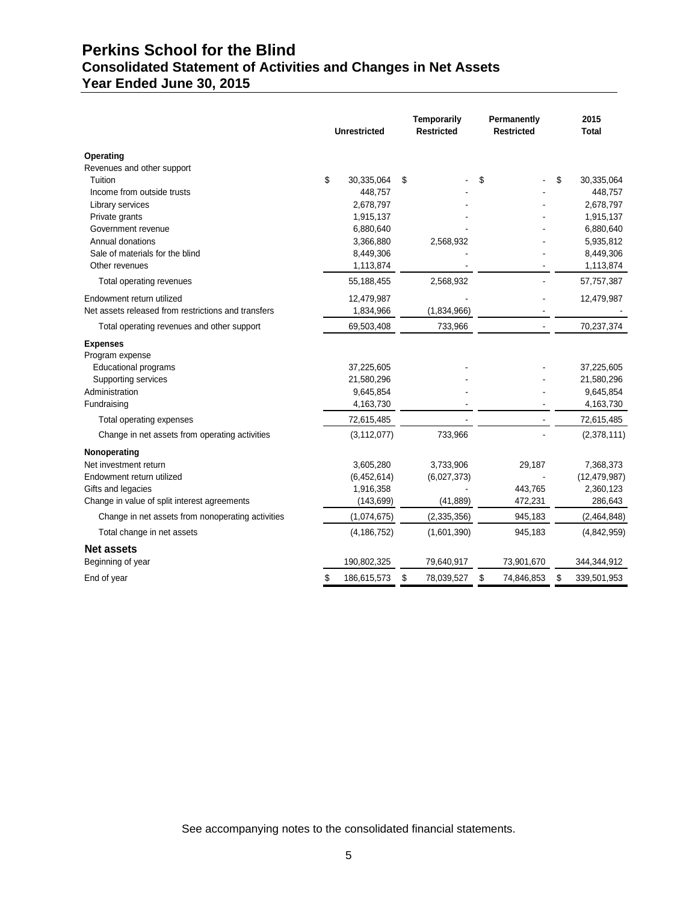# Perkins School for the Blind
## Consolidated Statement of Activities and Changes in Net Assets
## Year Ended June 30, 2015

| | Unrestricted | Temporarily Restricted | Permanently Restricted | 2015 Total |
|---|---|---|---|---|
| **Operating** | | | | |
| Revenues and other support | | | | |
| Tuition | $ 30,335,064 | $ - | $ - | $ 30,335,064 |
| Income from outside trusts | 448,757 | - | - | 448,757 |
| Library services | 2,678,797 | - | - | 2,678,797 |
| Private grants | 1,915,137 | - | - | 1,915,137 |
| Government revenue | 6,880,640 | - | - | 6,880,640 |
| Annual donations | 3,366,880 | 2,568,932 | - | 5,935,812 |
| Sale of materials for the blind | 8,449,306 | - | - | 8,449,306 |
| Other revenues | 1,113,874 | - | - | 1,113,874 |
| Total operating revenues | 55,188,455 | 2,568,932 | - | 57,757,387 |
| Endowment return utilized | 12,479,987 | - | - | 12,479,987 |
| Net assets released from restrictions and transfers | 1,834,966 | (1,834,966) | - | - |
| Total operating revenues and other support | 69,503,408 | 733,966 | - | 70,237,374 |
| **Expenses** | | | | |
| Program expense | | | | |
| Educational programs | 37,225,605 | - | - | 37,225,605 |
| Supporting services | 21,580,296 | - | - | 21,580,296 |
| Administration | 9,645,854 | - | - | 9,645,854 |
| Fundraising | 4,163,730 | - | - | 4,163,730 |
| Total operating expenses | 72,615,485 | - | - | 72,615,485 |
| Change in net assets from operating activities | (3,112,077) | 733,966 | - | (2,378,111) |
| **Nonoperating** | | | | |
| Net investment return | 3,605,280 | 3,733,906 | 29,187 | 7,368,373 |
| Endowment return utilized | (6,452,614) | (6,027,373) | - | (12,479,987) |
| Gifts and legacies | 1,916,358 | - | 443,765 | 2,360,123 |
| Change in value of split interest agreements | (143,699) | (41,889) | 472,231 | 286,643 |
| Change in net assets from nonoperating activities | (1,074,675) | (2,335,356) | 945,183 | (2,464,848) |
| Total change in net assets | (4,186,752) | (1,601,390) | 945,183 | (4,842,959) |
| **Net assets** | | | | |
| Beginning of year | 190,802,325 | 79,640,917 | 73,901,670 | 344,344,912 |
| End of year | $ 186,615,573 | $ 78,039,527 | $ 74,846,853 | $ 339,501,953 |

See accompanying notes to the consolidated financial statements.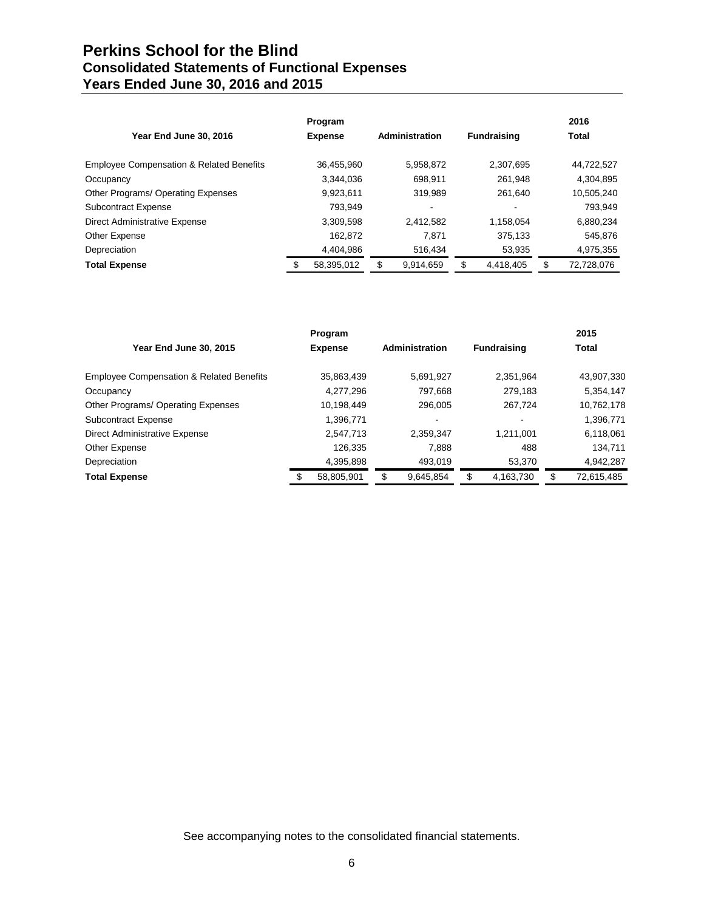# Perkins School for the Blind
## Consolidated Statements of Functional Expenses
## Years Ended June 30, 2016 and 2015

| Year End June 30, 2016 | Program Expense | Administration | Fundraising | 2016 Total |
|---|---|---|---|---|
| Employee Compensation & Related Benefits | 36,455,960 | 5,958,872 | 2,307,695 | 44,722,527 |
| Occupancy | 3,344,036 | 698,911 | 261,948 | 4,304,895 |
| Other Programs/ Operating Expenses | 9,923,611 | 319,989 | 261,640 | 10,505,240 |
| Subcontract Expense | 793,949 | - | - | 793,949 |
| Direct Administrative Expense | 3,309,598 | 2,412,582 | 1,158,054 | 6,880,234 |
| Other Expense | 162,872 | 7,871 | 375,133 | 545,876 |
| Depreciation | 4,404,986 | 516,434 | 53,935 | 4,975,355 |
| **Total Expense** | $ 58,395,012 | $ 9,914,659 | $ 4,418,405 | $ 72,728,076 |

| Year End June 30, 2015 | Program Expense | Administration | Fundraising | 2015 Total |
|---|---|---|---|---|
| Employee Compensation & Related Benefits | 35,863,439 | 5,691,927 | 2,351,964 | 43,907,330 |
| Occupancy | 4,277,296 | 797,668 | 279,183 | 5,354,147 |
| Other Programs/ Operating Expenses | 10,198,449 | 296,005 | 267,724 | 10,762,178 |
| Subcontract Expense | 1,396,771 | - | - | 1,396,771 |
| Direct Administrative Expense | 2,547,713 | 2,359,347 | 1,211,001 | 6,118,061 |
| Other Expense | 126,335 | 7,888 | 488 | 134,711 |
| Depreciation | 4,395,898 | 493,019 | 53,370 | 4,942,287 |
| **Total Expense** | $ 58,805,901 | $ 9,645,854 | $ 4,163,730 | $ 72,615,485 |

See accompanying notes to the consolidated financial statements.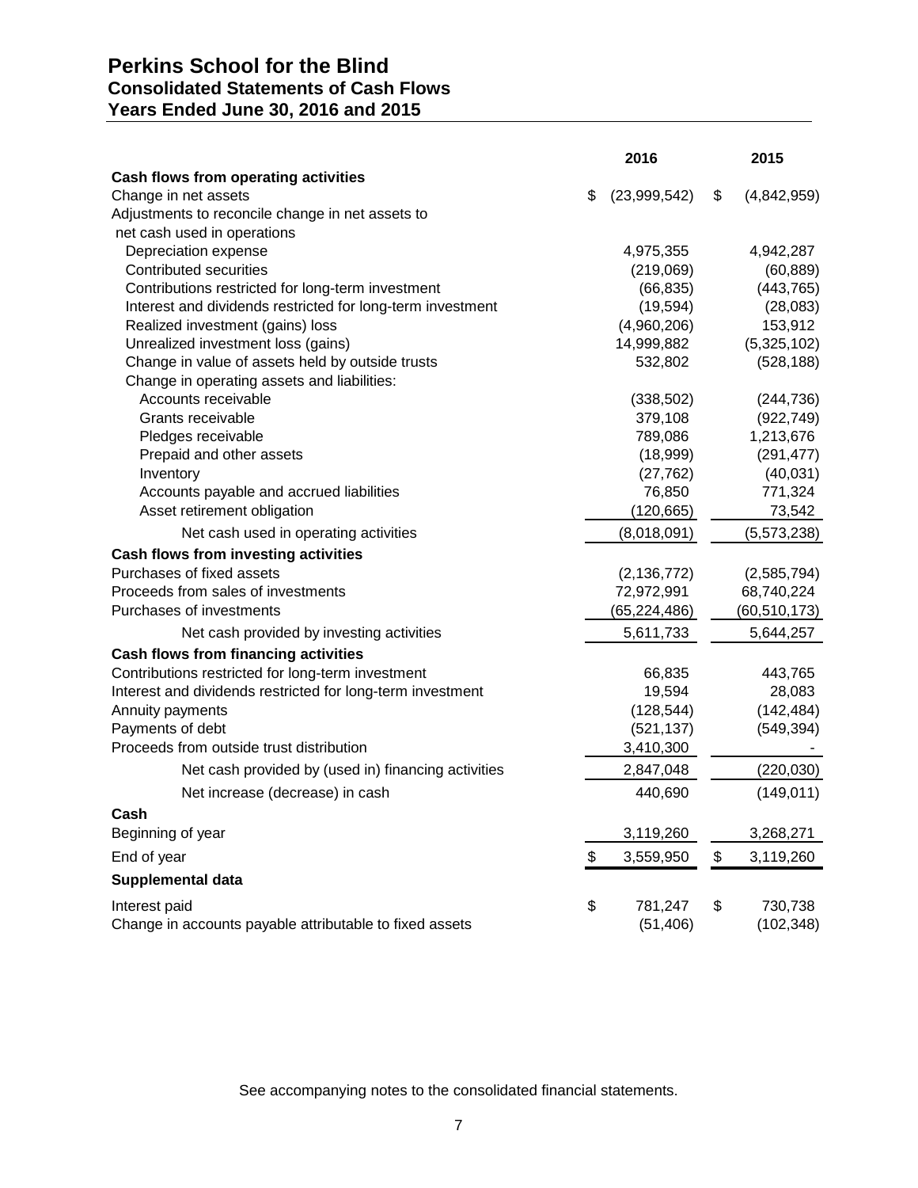# Perkins School for the Blind
## Consolidated Statements of Cash Flows
## Years Ended June 30, 2016 and 2015

| | 2016 | 2015 |
|---|---|---|
| **Cash flows from operating activities** | | |
| Change in net assets | $ (23,999,542) | $ (4,842,959) |
| Adjustments to reconcile change in net assets to net cash used in operations | | |
| Depreciation expense | 4,975,355 | 4,942,287 |
| Contributed securities | (219,069) | (60,889) |
| Contributions restricted for long-term investment | (66,835) | (443,765) |
| Interest and dividends restricted for long-term investment | (19,594) | (28,083) |
| Realized investment (gains) loss | (4,960,206) | 153,912 |
| Unrealized investment loss (gains) | 14,999,882 | (5,325,102) |
| Change in value of assets held by outside trusts | 532,802 | (528,188) |
| Change in operating assets and liabilities: | | |
| Accounts receivable | (338,502) | (244,736) |
| Grants receivable | 379,108 | (922,749) |
| Pledges receivable | 789,086 | 1,213,676 |
| Prepaid and other assets | (18,999) | (291,477) |
| Inventory | (27,762) | (40,031) |
| Accounts payable and accrued liabilities | 76,850 | 771,324 |
| Asset retirement obligation | (120,665) | 73,542 |
| Net cash used in operating activities | (8,018,091) | (5,573,238) |
| **Cash flows from investing activities** | | |
| Purchases of fixed assets | (2,136,772) | (2,585,794) |
| Proceeds from sales of investments | 72,972,991 | 68,740,224 |
| Purchases of investments | (65,224,486) | (60,510,173) |
| Net cash provided by investing activities | 5,611,733 | 5,644,257 |
| **Cash flows from financing activities** | | |
| Contributions restricted for long-term investment | 66,835 | 443,765 |
| Interest and dividends restricted for long-term investment | 19,594 | 28,083 |
| Annuity payments | (128,544) | (142,484) |
| Payments of debt | (521,137) | (549,394) |
| Proceeds from outside trust distribution | 3,410,300 | - |
| Net cash provided by (used in) financing activities | 2,847,048 | (220,030) |
| Net increase (decrease) in cash | 440,690 | (149,011) |
| **Cash** | | |
| Beginning of year | 3,119,260 | 3,268,271 |
| End of year | $ 3,559,950 | $ 3,119,260 |
| **Supplemental data** | | |
| Interest paid | $ 781,247 | $ 730,738 |
| Change in accounts payable attributable to fixed assets | (51,406) | (102,348) |

See accompanying notes to the consolidated financial statements.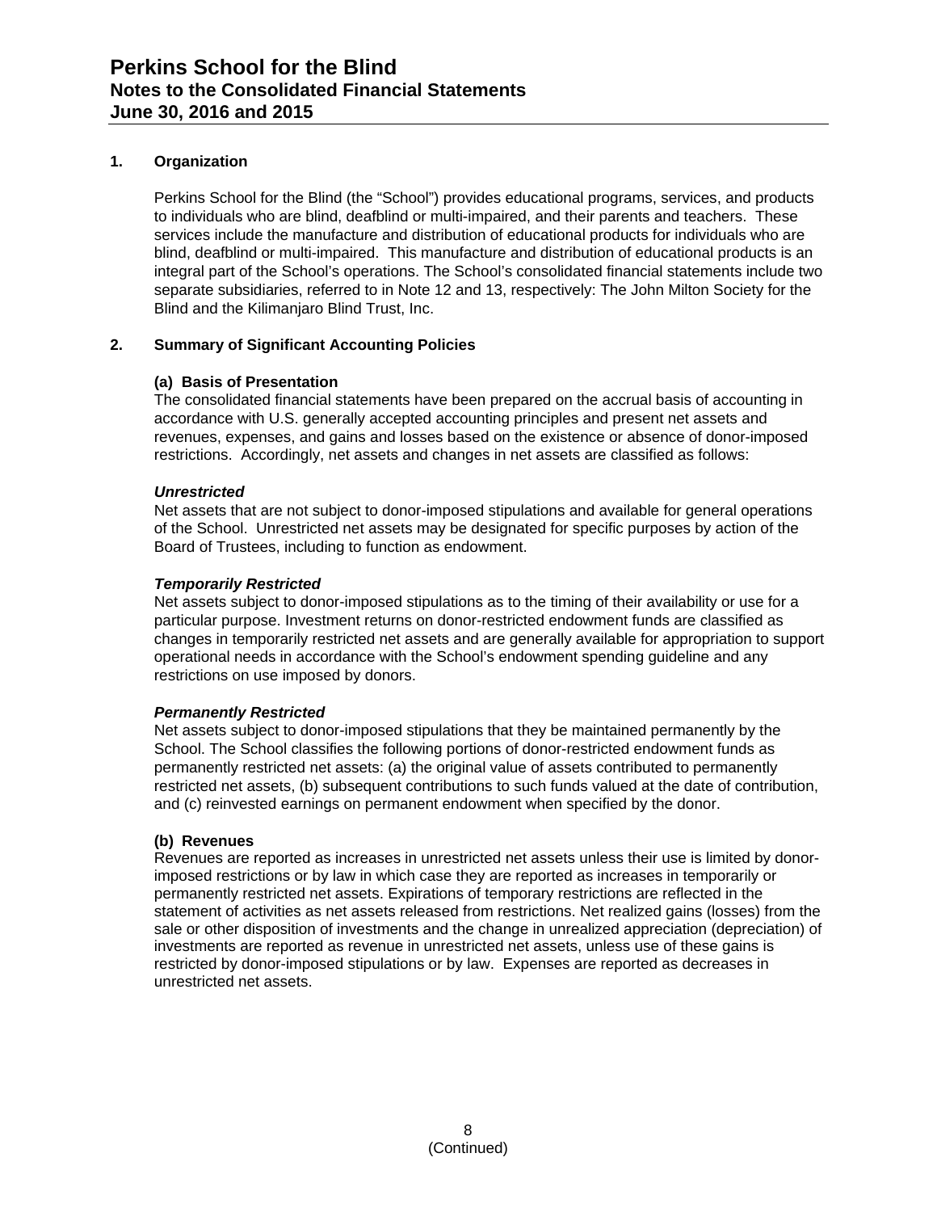## 1. Organization

Perkins School for the Blind (the "School") provides educational programs, services, and products to individuals who are blind, deafblind or multi-impaired, and their parents and teachers. These services include the manufacture and distribution of educational products for individuals who are blind, deafblind or multi-impaired. This manufacture and distribution of educational products is an integral part of the School's operations. The School's consolidated financial statements include two separate subsidiaries, referred to in Note 12 and 13, respectively: The John Milton Society for the Blind and the Kilimanjaro Blind Trust, Inc.

## 2. Summary of Significant Accounting Policies

### (a) Basis of Presentation

The consolidated financial statements have been prepared on the accrual basis of accounting in accordance with U.S. generally accepted accounting principles and present net assets and revenues, expenses, and gains and losses based on the existence or absence of donor-imposed restrictions. Accordingly, net assets and changes in net assets are classified as follows:

***Unrestricted***

Net assets that are not subject to donor-imposed stipulations and available for general operations of the School. Unrestricted net assets may be designated for specific purposes by action of the Board of Trustees, including to function as endowment.

***Temporarily Restricted***

Net assets subject to donor-imposed stipulations as to the timing of their availability or use for a particular purpose. Investment returns on donor-restricted endowment funds are classified as changes in temporarily restricted net assets and are generally available for appropriation to support operational needs in accordance with the School's endowment spending guideline and any restrictions on use imposed by donors.

***Permanently Restricted***

Net assets subject to donor-imposed stipulations that they be maintained permanently by the School. The School classifies the following portions of donor-restricted endowment funds as permanently restricted net assets: (a) the original value of assets contributed to permanently restricted net assets, (b) subsequent contributions to such funds valued at the date of contribution, and (c) reinvested earnings on permanent endowment when specified by the donor.

### (b) Revenues

Revenues are reported as increases in unrestricted net assets unless their use is limited by donor-imposed restrictions or by law in which case they are reported as increases in temporarily or permanently restricted net assets. Expirations of temporary restrictions are reflected in the statement of activities as net assets released from restrictions. Net realized gains (losses) from the sale or other disposition of investments and the change in unrealized appreciation (depreciation) of investments are reported as revenue in unrestricted net assets, unless use of these gains is restricted by donor-imposed stipulations or by law. Expenses are reported as decreases in unrestricted net assets.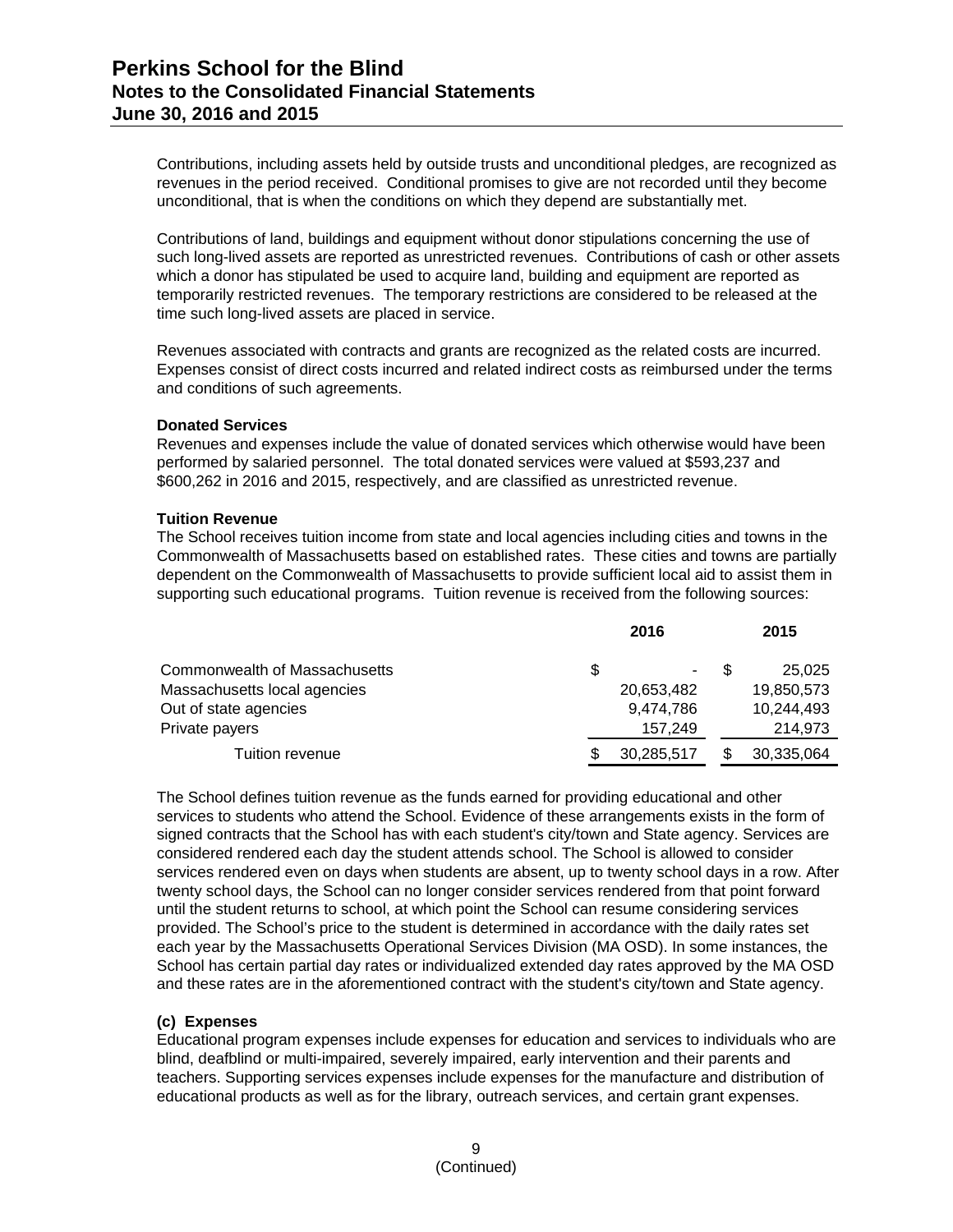Contributions, including assets held by outside trusts and unconditional pledges, are recognized as revenues in the period received. Conditional promises to give are not recorded until they become unconditional, that is when the conditions on which they depend are substantially met.

Contributions of land, buildings and equipment without donor stipulations concerning the use of such long-lived assets are reported as unrestricted revenues. Contributions of cash or other assets which a donor has stipulated be used to acquire land, building and equipment are reported as temporarily restricted revenues. The temporary restrictions are considered to be released at the time such long-lived assets are placed in service.

Revenues associated with contracts and grants are recognized as the related costs are incurred. Expenses consist of direct costs incurred and related indirect costs as reimbursed under the terms and conditions of such agreements.

**Donated Services**

Revenues and expenses include the value of donated services which otherwise would have been performed by salaried personnel. The total donated services were valued at $593,237 and $600,262 in 2016 and 2015, respectively, and are classified as unrestricted revenue.

**Tuition Revenue**

The School receives tuition income from state and local agencies including cities and towns in the Commonwealth of Massachusetts based on established rates. These cities and towns are partially dependent on the Commonwealth of Massachusetts to provide sufficient local aid to assist them in supporting such educational programs. Tuition revenue is received from the following sources:

| | 2016 | 2015 |
|---|---|---|
| Commonwealth of Massachusetts | $ - | $ 25,025 |
| Massachusetts local agencies | 20,653,482 | 19,850,573 |
| Out of state agencies | 9,474,786 | 10,244,493 |
| Private payers | 157,249 | 214,973 |
| Tuition revenue | $ 30,285,517 | $ 30,335,064 |

The School defines tuition revenue as the funds earned for providing educational and other services to students who attend the School. Evidence of these arrangements exists in the form of signed contracts that the School has with each student's city/town and State agency. Services are considered rendered each day the student attends school. The School is allowed to consider services rendered even on days when students are absent, up to twenty school days in a row. After twenty school days, the School can no longer consider services rendered from that point forward until the student returns to school, at which point the School can resume considering services provided. The School's price to the student is determined in accordance with the daily rates set each year by the Massachusetts Operational Services Division (MA OSD). In some instances, the School has certain partial day rates or individualized extended day rates approved by the MA OSD and these rates are in the aforementioned contract with the student's city/town and State agency.

**(c) Expenses**

Educational program expenses include expenses for education and services to individuals who are blind, deafblind or multi-impaired, severely impaired, early intervention and their parents and teachers. Supporting services expenses include expenses for the manufacture and distribution of educational products as well as for the library, outreach services, and certain grant expenses.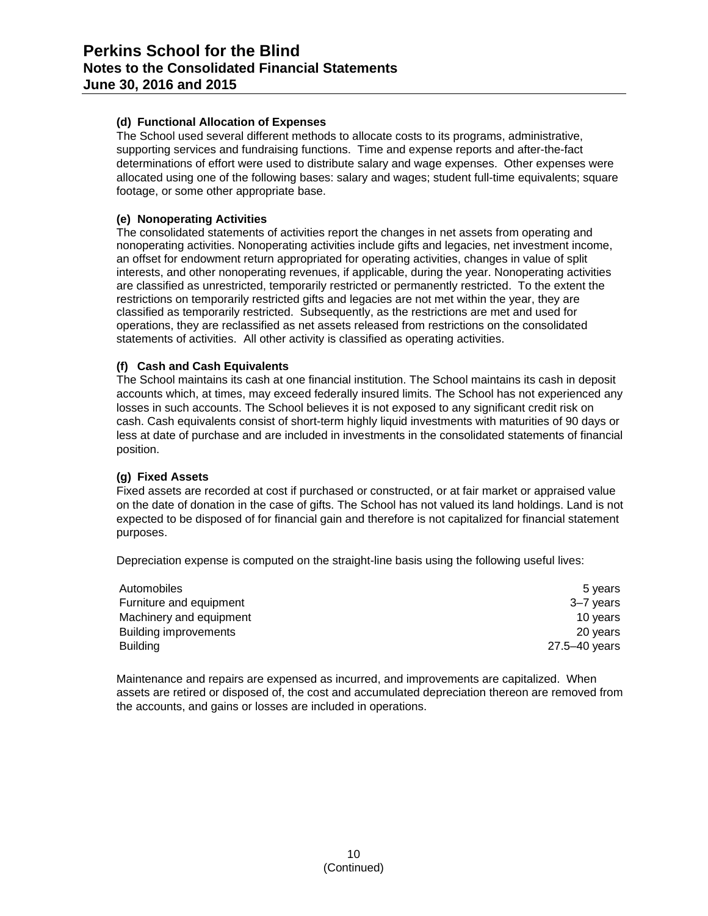### (d) Functional Allocation of Expenses

The School used several different methods to allocate costs to its programs, administrative, supporting services and fundraising functions. Time and expense reports and after-the-fact determinations of effort were used to distribute salary and wage expenses. Other expenses were allocated using one of the following bases: salary and wages; student full-time equivalents; square footage, or some other appropriate base.

### (e) Nonoperating Activities

The consolidated statements of activities report the changes in net assets from operating and nonoperating activities. Nonoperating activities include gifts and legacies, net investment income, an offset for endowment return appropriated for operating activities, changes in value of split interests, and other nonoperating revenues, if applicable, during the year. Nonoperating activities are classified as unrestricted, temporarily restricted or permanently restricted. To the extent the restrictions on temporarily restricted gifts and legacies are not met within the year, they are classified as temporarily restricted. Subsequently, as the restrictions are met and used for operations, they are reclassified as net assets released from restrictions on the consolidated statements of activities. All other activity is classified as operating activities.

### (f) Cash and Cash Equivalents

The School maintains its cash at one financial institution. The School maintains its cash in deposit accounts which, at times, may exceed federally insured limits. The School has not experienced any losses in such accounts. The School believes it is not exposed to any significant credit risk on cash. Cash equivalents consist of short-term highly liquid investments with maturities of 90 days or less at date of purchase and are included in investments in the consolidated statements of financial position.

### (g) Fixed Assets

Fixed assets are recorded at cost if purchased or constructed, or at fair market or appraised value on the date of donation in the case of gifts. The School has not valued its land holdings. Land is not expected to be disposed of for financial gain and therefore is not capitalized for financial statement purposes.

Depreciation expense is computed on the straight-line basis using the following useful lives:

| | |
|---|---|
| Automobiles | 5 years |
| Furniture and equipment | 3–7 years |
| Machinery and equipment | 10 years |
| Building improvements | 20 years |
| Building | 27.5–40 years |

Maintenance and repairs are expensed as incurred, and improvements are capitalized. When assets are retired or disposed of, the cost and accumulated depreciation thereon are removed from the accounts, and gains or losses are included in operations.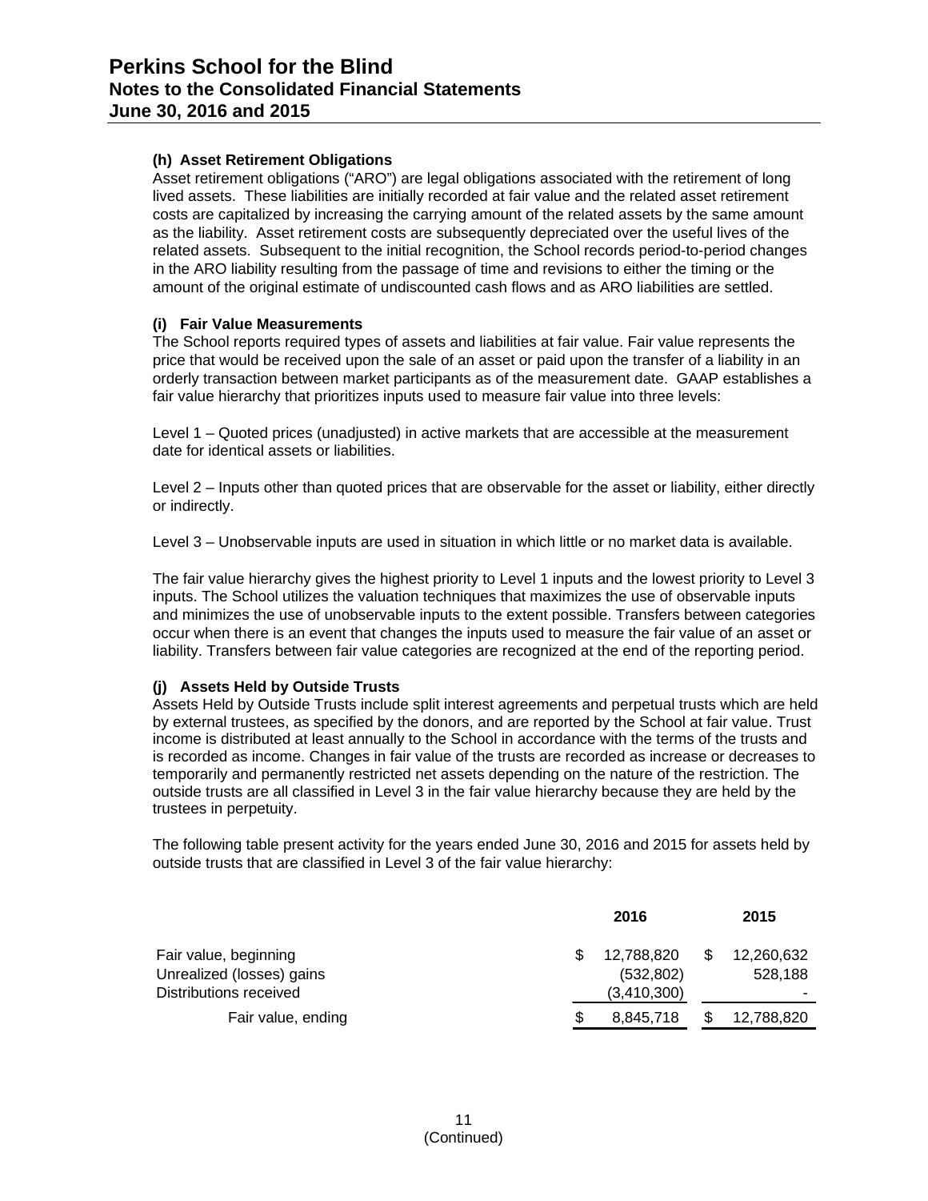**(h) Asset Retirement Obligations**

Asset retirement obligations ("ARO") are legal obligations associated with the retirement of long lived assets. These liabilities are initially recorded at fair value and the related asset retirement costs are capitalized by increasing the carrying amount of the related assets by the same amount as the liability. Asset retirement costs are subsequently depreciated over the useful lives of the related assets. Subsequent to the initial recognition, the School records period-to-period changes in the ARO liability resulting from the passage of time and revisions to either the timing or the amount of the original estimate of undiscounted cash flows and as ARO liabilities are settled.

**(i) Fair Value Measurements**

The School reports required types of assets and liabilities at fair value. Fair value represents the price that would be received upon the sale of an asset or paid upon the transfer of a liability in an orderly transaction between market participants as of the measurement date. GAAP establishes a fair value hierarchy that prioritizes inputs used to measure fair value into three levels:

Level 1 – Quoted prices (unadjusted) in active markets that are accessible at the measurement date for identical assets or liabilities.

Level 2 – Inputs other than quoted prices that are observable for the asset or liability, either directly or indirectly.

Level 3 – Unobservable inputs are used in situation in which little or no market data is available.

The fair value hierarchy gives the highest priority to Level 1 inputs and the lowest priority to Level 3 inputs. The School utilizes the valuation techniques that maximizes the use of observable inputs and minimizes the use of unobservable inputs to the extent possible. Transfers between categories occur when there is an event that changes the inputs used to measure the fair value of an asset or liability. Transfers between fair value categories are recognized at the end of the reporting period.

**(j) Assets Held by Outside Trusts**

Assets Held by Outside Trusts include split interest agreements and perpetual trusts which are held by external trustees, as specified by the donors, and are reported by the School at fair value. Trust income is distributed at least annually to the School in accordance with the terms of the trusts and is recorded as income. Changes in fair value of the trusts are recorded as increase or decreases to temporarily and permanently restricted net assets depending on the nature of the restriction. The outside trusts are all classified in Level 3 in the fair value hierarchy because they are held by the trustees in perpetuity.

The following table present activity for the years ended June 30, 2016 and 2015 for assets held by outside trusts that are classified in Level 3 of the fair value hierarchy:

| | 2016 | 2015 |
|---|---|---|
| Fair value, beginning | $ 12,788,820 | $ 12,260,632 |
| Unrealized (losses) gains | (532,802) | 528,188 |
| Distributions received | (3,410,300) | - |
| Fair value, ending | $ 8,845,718 | $ 12,788,820 |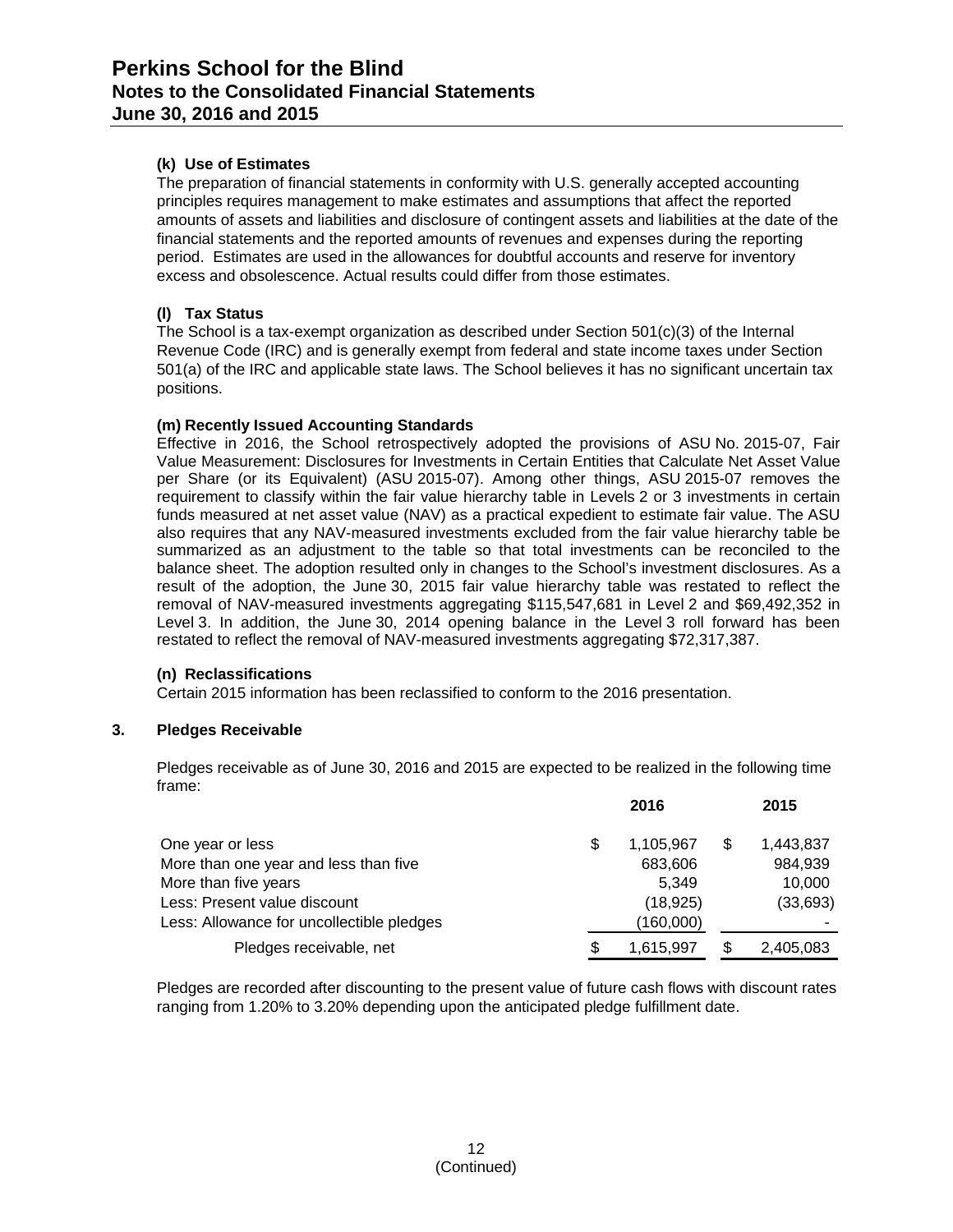#### (k) Use of Estimates

The preparation of financial statements in conformity with U.S. generally accepted accounting principles requires management to make estimates and assumptions that affect the reported amounts of assets and liabilities and disclosure of contingent assets and liabilities at the date of the financial statements and the reported amounts of revenues and expenses during the reporting period. Estimates are used in the allowances for doubtful accounts and reserve for inventory excess and obsolescence. Actual results could differ from those estimates.

#### (l) Tax Status

The School is a tax-exempt organization as described under Section 501(c)(3) of the Internal Revenue Code (IRC) and is generally exempt from federal and state income taxes under Section 501(a) of the IRC and applicable state laws. The School believes it has no significant uncertain tax positions.

#### (m) Recently Issued Accounting Standards

Effective in 2016, the School retrospectively adopted the provisions of ASU No. 2015-07, Fair Value Measurement: Disclosures for Investments in Certain Entities that Calculate Net Asset Value per Share (or its Equivalent) (ASU 2015-07). Among other things, ASU 2015-07 removes the requirement to classify within the fair value hierarchy table in Levels 2 or 3 investments in certain funds measured at net asset value (NAV) as a practical expedient to estimate fair value. The ASU also requires that any NAV-measured investments excluded from the fair value hierarchy table be summarized as an adjustment to the table so that total investments can be reconciled to the balance sheet. The adoption resulted only in changes to the School's investment disclosures. As a result of the adoption, the June 30, 2015 fair value hierarchy table was restated to reflect the removal of NAV-measured investments aggregating $115,547,681 in Level 2 and $69,492,352 in Level 3. In addition, the June 30, 2014 opening balance in the Level 3 roll forward has been restated to reflect the removal of NAV-measured investments aggregating $72,317,387.

#### (n) Reclassifications

Certain 2015 information has been reclassified to conform to the 2016 presentation.

### 3. Pledges Receivable

Pledges receivable as of June 30, 2016 and 2015 are expected to be realized in the following time frame:

| | 2016 | 2015 |
|---|---|---|
| One year or less | $ 1,105,967 | $ 1,443,837 |
| More than one year and less than five | 683,606 | 984,939 |
| More than five years | 5,349 | 10,000 |
| Less: Present value discount | (18,925) | (33,693) |
| Less: Allowance for uncollectible pledges | (160,000) | - |
| Pledges receivable, net | $ 1,615,997 | $ 2,405,083 |

Pledges are recorded after discounting to the present value of future cash flows with discount rates ranging from 1.20% to 3.20% depending upon the anticipated pledge fulfillment date.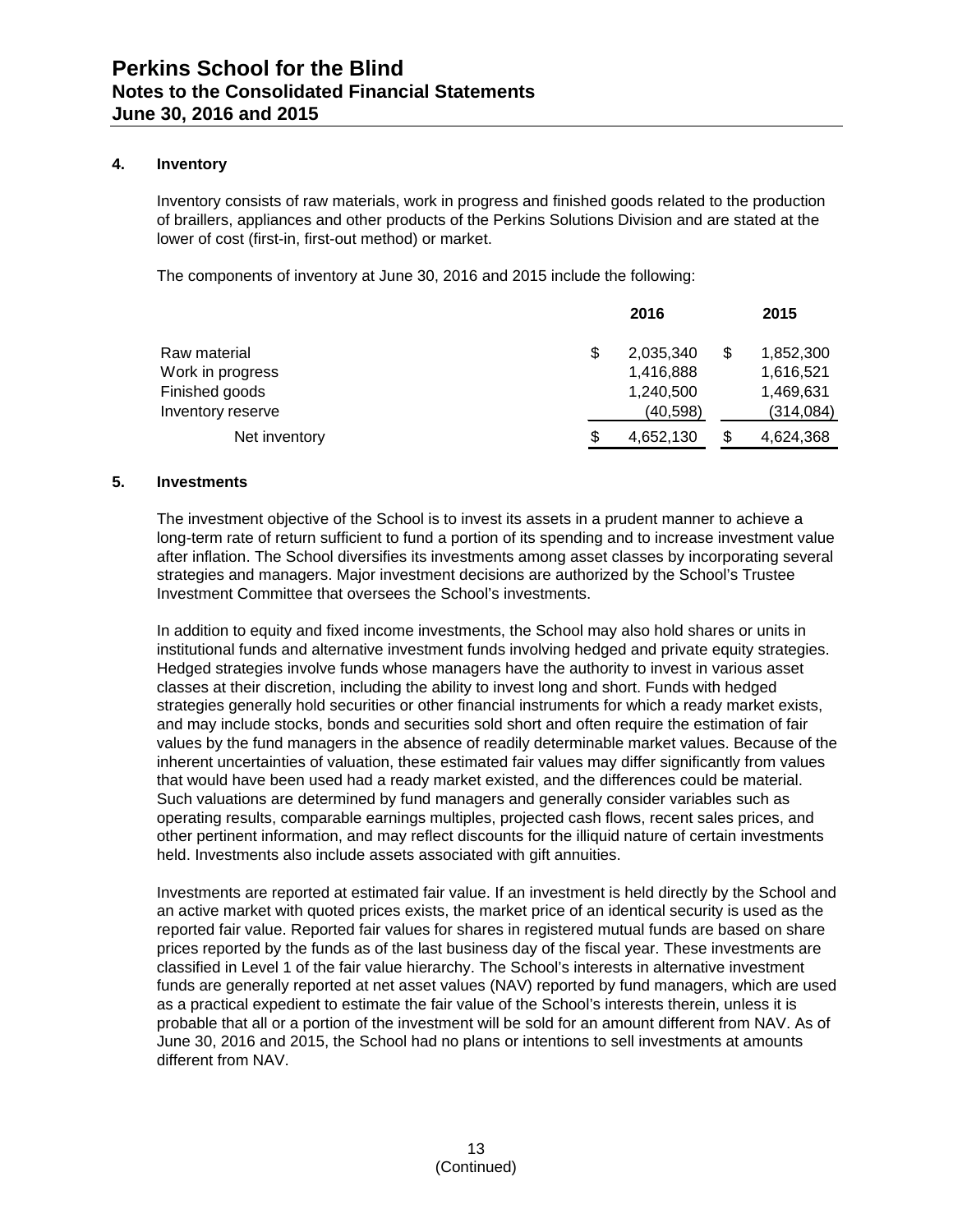### 4. Inventory

Inventory consists of raw materials, work in progress and finished goods related to the production of braillers, appliances and other products of the Perkins Solutions Division and are stated at the lower of cost (first-in, first-out method) or market.

The components of inventory at June 30, 2016 and 2015 include the following:

| | 2016 | 2015 |
|---|---|---|
| Raw material | $ 2,035,340 | $ 1,852,300 |
| Work in progress | 1,416,888 | 1,616,521 |
| Finished goods | 1,240,500 | 1,469,631 |
| Inventory reserve | (40,598) | (314,084) |
| Net inventory | $ 4,652,130 | $ 4,624,368 |

### 5. Investments

The investment objective of the School is to invest its assets in a prudent manner to achieve a long-term rate of return sufficient to fund a portion of its spending and to increase investment value after inflation. The School diversifies its investments among asset classes by incorporating several strategies and managers. Major investment decisions are authorized by the School's Trustee Investment Committee that oversees the School's investments.

In addition to equity and fixed income investments, the School may also hold shares or units in institutional funds and alternative investment funds involving hedged and private equity strategies. Hedged strategies involve funds whose managers have the authority to invest in various asset classes at their discretion, including the ability to invest long and short. Funds with hedged strategies generally hold securities or other financial instruments for which a ready market exists, and may include stocks, bonds and securities sold short and often require the estimation of fair values by the fund managers in the absence of readily determinable market values. Because of the inherent uncertainties of valuation, these estimated fair values may differ significantly from values that would have been used had a ready market existed, and the differences could be material. Such valuations are determined by fund managers and generally consider variables such as operating results, comparable earnings multiples, projected cash flows, recent sales prices, and other pertinent information, and may reflect discounts for the illiquid nature of certain investments held. Investments also include assets associated with gift annuities.

Investments are reported at estimated fair value. If an investment is held directly by the School and an active market with quoted prices exists, the market price of an identical security is used as the reported fair value. Reported fair values for shares in registered mutual funds are based on share prices reported by the funds as of the last business day of the fiscal year. These investments are classified in Level 1 of the fair value hierarchy. The School's interests in alternative investment funds are generally reported at net asset values (NAV) reported by fund managers, which are used as a practical expedient to estimate the fair value of the School's interests therein, unless it is probable that all or a portion of the investment will be sold for an amount different from NAV. As of June 30, 2016 and 2015, the School had no plans or intentions to sell investments at amounts different from NAV.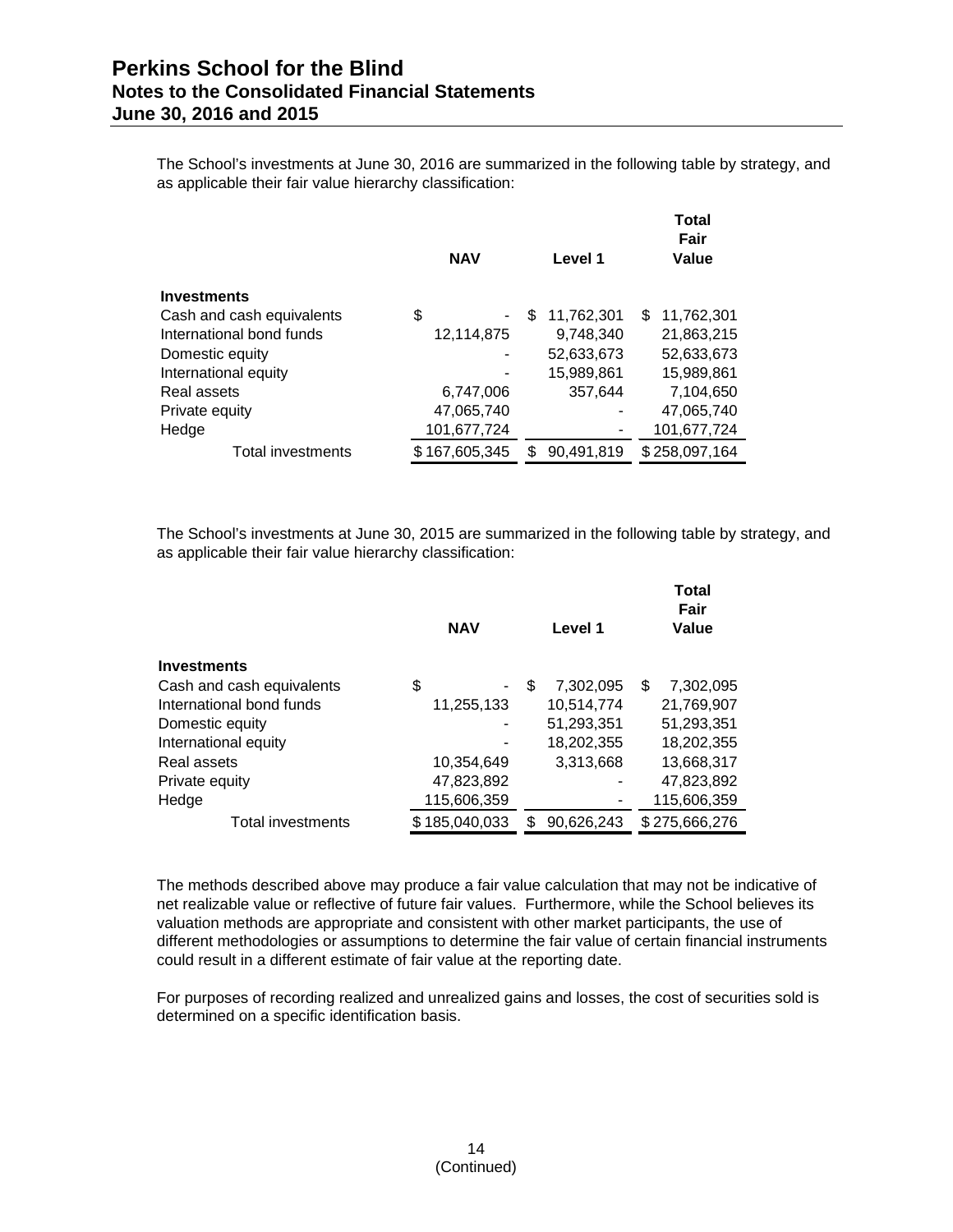The School's investments at June 30, 2016 are summarized in the following table by strategy, and as applicable their fair value hierarchy classification:

| | NAV | Level 1 | Total Fair Value |
|---|---|---|---|
| **Investments** | | | |
| Cash and cash equivalents | $ - | $ 11,762,301 | $ 11,762,301 |
| International bond funds | 12,114,875 | 9,748,340 | 21,863,215 |
| Domestic equity | - | 52,633,673 | 52,633,673 |
| International equity | - | 15,989,861 | 15,989,861 |
| Real assets | 6,747,006 | 357,644 | 7,104,650 |
| Private equity | 47,065,740 | - | 47,065,740 |
| Hedge | 101,677,724 | - | 101,677,724 |
| Total investments | $ 167,605,345 | $ 90,491,819 | $ 258,097,164 |

The School's investments at June 30, 2015 are summarized in the following table by strategy, and as applicable their fair value hierarchy classification:

| | NAV | Level 1 | Total Fair Value |
|---|---|---|---|
| **Investments** | | | |
| Cash and cash equivalents | $ - | $ 7,302,095 | $ 7,302,095 |
| International bond funds | 11,255,133 | 10,514,774 | 21,769,907 |
| Domestic equity | - | 51,293,351 | 51,293,351 |
| International equity | - | 18,202,355 | 18,202,355 |
| Real assets | 10,354,649 | 3,313,668 | 13,668,317 |
| Private equity | 47,823,892 | - | 47,823,892 |
| Hedge | 115,606,359 | - | 115,606,359 |
| Total investments | $ 185,040,033 | $ 90,626,243 | $ 275,666,276 |

The methods described above may produce a fair value calculation that may not be indicative of net realizable value or reflective of future fair values. Furthermore, while the School believes its valuation methods are appropriate and consistent with other market participants, the use of different methodologies or assumptions to determine the fair value of certain financial instruments could result in a different estimate of fair value at the reporting date.

For purposes of recording realized and unrealized gains and losses, the cost of securities sold is determined on a specific identification basis.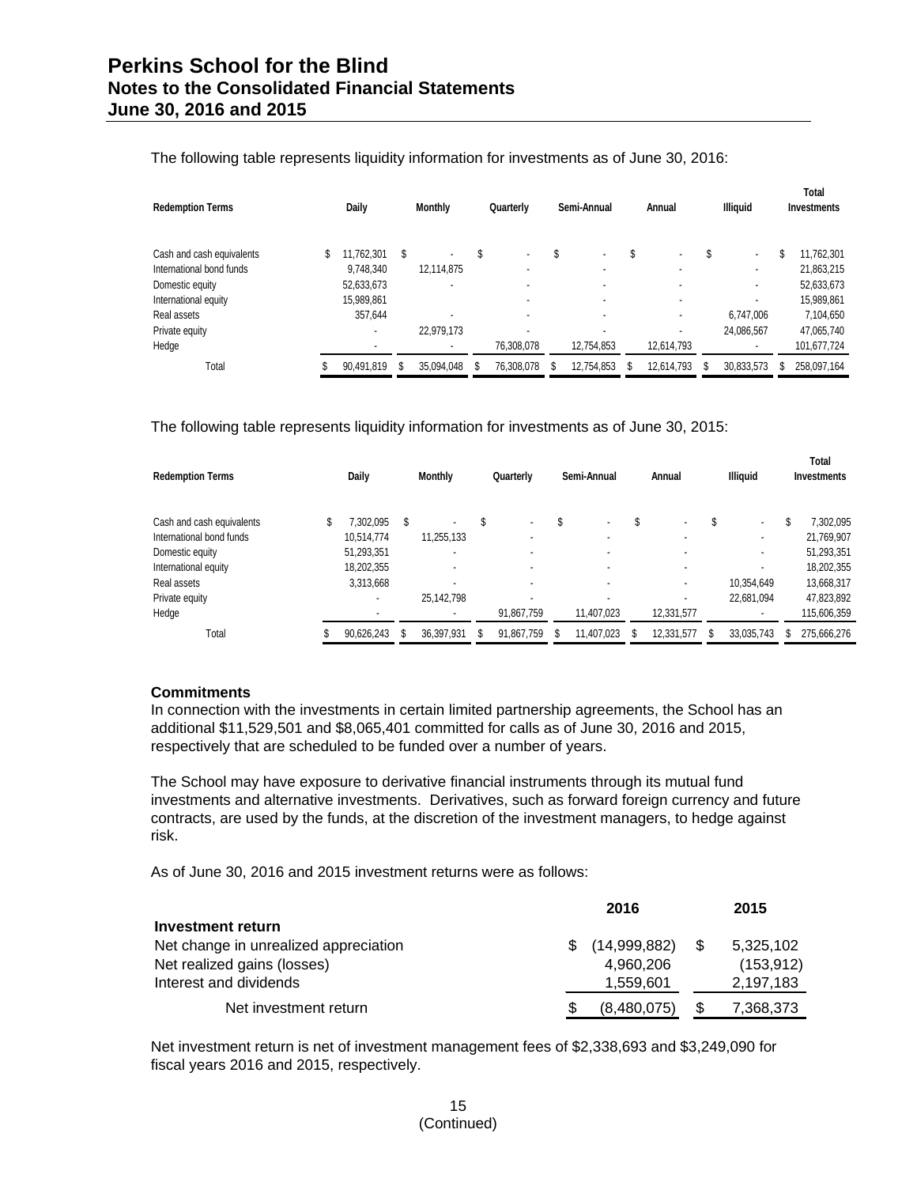The following table represents liquidity information for investments as of June 30, 2016:

| Redemption Terms | Daily | Monthly | Quarterly | Semi-Annual | Annual | Illiquid | Total Investments |
|---|---|---|---|---|---|---|---|
| Cash and cash equivalents | $ 11,762,301 | $ - | $ - | $ - | $ - | $ - | $ 11,762,301 |
| International bond funds | 9,748,340 | 12,114,875 | - | - | - | - | 21,863,215 |
| Domestic equity | 52,633,673 | - | - | - | - | - | 52,633,673 |
| International equity | 15,989,861 | | - | - | - | - | 15,989,861 |
| Real assets | 357,644 | - | - | - | - | 6,747,006 | 7,104,650 |
| Private equity | - | 22,979,173 | - | - | - | 24,086,567 | 47,065,740 |
| Hedge | - | - | 76,308,078 | 12,754,853 | 12,614,793 | - | 101,677,724 |
| Total | $ 90,491,819 | $ 35,094,048 | $ 76,308,078 | $ 12,754,853 | $ 12,614,793 | $ 30,833,573 | $ 258,097,164 |

The following table represents liquidity information for investments as of June 30, 2015:

| Redemption Terms | Daily | Monthly | Quarterly | Semi-Annual | Annual | Illiquid | Total Investments |
|---|---|---|---|---|---|---|---|
| Cash and cash equivalents | $ 7,302,095 | $ - | $ - | $ - | $ - | $ - | $ 7,302,095 |
| International bond funds | 10,514,774 | 11,255,133 | - | - | - | - | 21,769,907 |
| Domestic equity | 51,293,351 | - | - | - | - | - | 51,293,351 |
| International equity | 18,202,355 | - | - | - | - | - | 18,202,355 |
| Real assets | 3,313,668 | - | - | - | - | 10,354,649 | 13,668,317 |
| Private equity | - | 25,142,798 | - | - | - | 22,681,094 | 47,823,892 |
| Hedge | - | - | 91,867,759 | 11,407,023 | 12,331,577 | - | 115,606,359 |
| Total | $ 90,626,243 | $ 36,397,931 | $ 91,867,759 | $ 11,407,023 | $ 12,331,577 | $ 33,035,743 | $ 275,666,276 |

**Commitments**

In connection with the investments in certain limited partnership agreements, the School has an additional $11,529,501 and $8,065,401 committed for calls as of June 30, 2016 and 2015, respectively that are scheduled to be funded over a number of years.

The School may have exposure to derivative financial instruments through its mutual fund investments and alternative investments. Derivatives, such as forward foreign currency and future contracts, are used by the funds, at the discretion of the investment managers, to hedge against risk.

As of June 30, 2016 and 2015 investment returns were as follows:

| | 2016 | 2015 |
|---|---|---|
| **Investment return** | | |
| Net change in unrealized appreciation | $ (14,999,882) | $ 5,325,102 |
| Net realized gains (losses) | 4,960,206 | (153,912) |
| Interest and dividends | 1,559,601 | 2,197,183 |
| Net investment return | $ (8,480,075) | $ 7,368,373 |

Net investment return is net of investment management fees of $2,338,693 and $3,249,090 for fiscal years 2016 and 2015, respectively.

(Continued)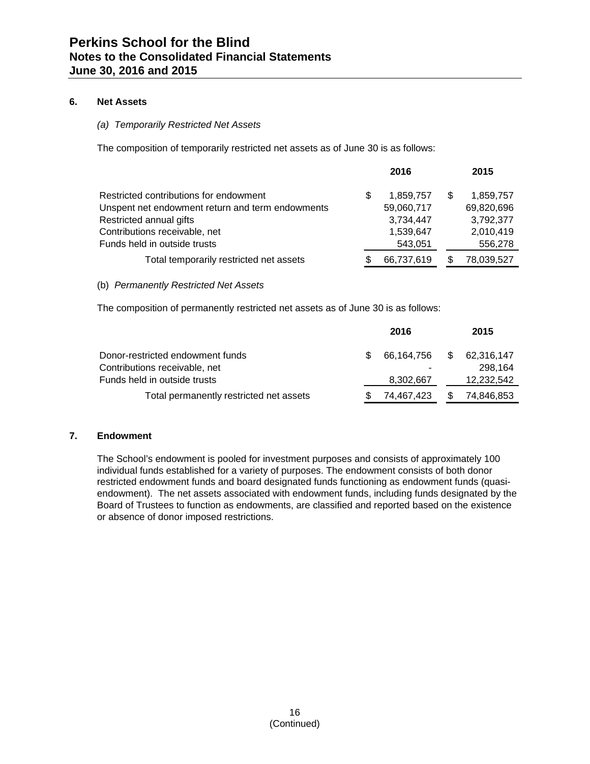## 6. Net Assets

### *(a) Temporarily Restricted Net Assets*

The composition of temporarily restricted net assets as of June 30 is as follows:

| | 2016 | 2015 |
|---|---|---|
| Restricted contributions for endowment | $ 1,859,757 | $ 1,859,757 |
| Unspent net endowment return and term endowments | 59,060,717 | 69,820,696 |
| Restricted annual gifts | 3,734,447 | 3,792,377 |
| Contributions receivable, net | 1,539,647 | 2,010,419 |
| Funds held in outside trusts | 543,051 | 556,278 |
| Total temporarily restricted net assets | $ 66,737,619 | $ 78,039,527 |

### (b) *Permanently Restricted Net Assets*

The composition of permanently restricted net assets as of June 30 is as follows:

| | 2016 | 2015 |
|---|---|---|
| Donor-restricted endowment funds | $ 66,164,756 | $ 62,316,147 |
| Contributions receivable, net | - | 298,164 |
| Funds held in outside trusts | 8,302,667 | 12,232,542 |
| Total permanently restricted net assets | $ 74,467,423 | $ 74,846,853 |

## 7. Endowment

The School's endowment is pooled for investment purposes and consists of approximately 100 individual funds established for a variety of purposes. The endowment consists of both donor restricted endowment funds and board designated funds functioning as endowment funds (quasi-endowment). The net assets associated with endowment funds, including funds designated by the Board of Trustees to function as endowments, are classified and reported based on the existence or absence of donor imposed restrictions.

(Continued)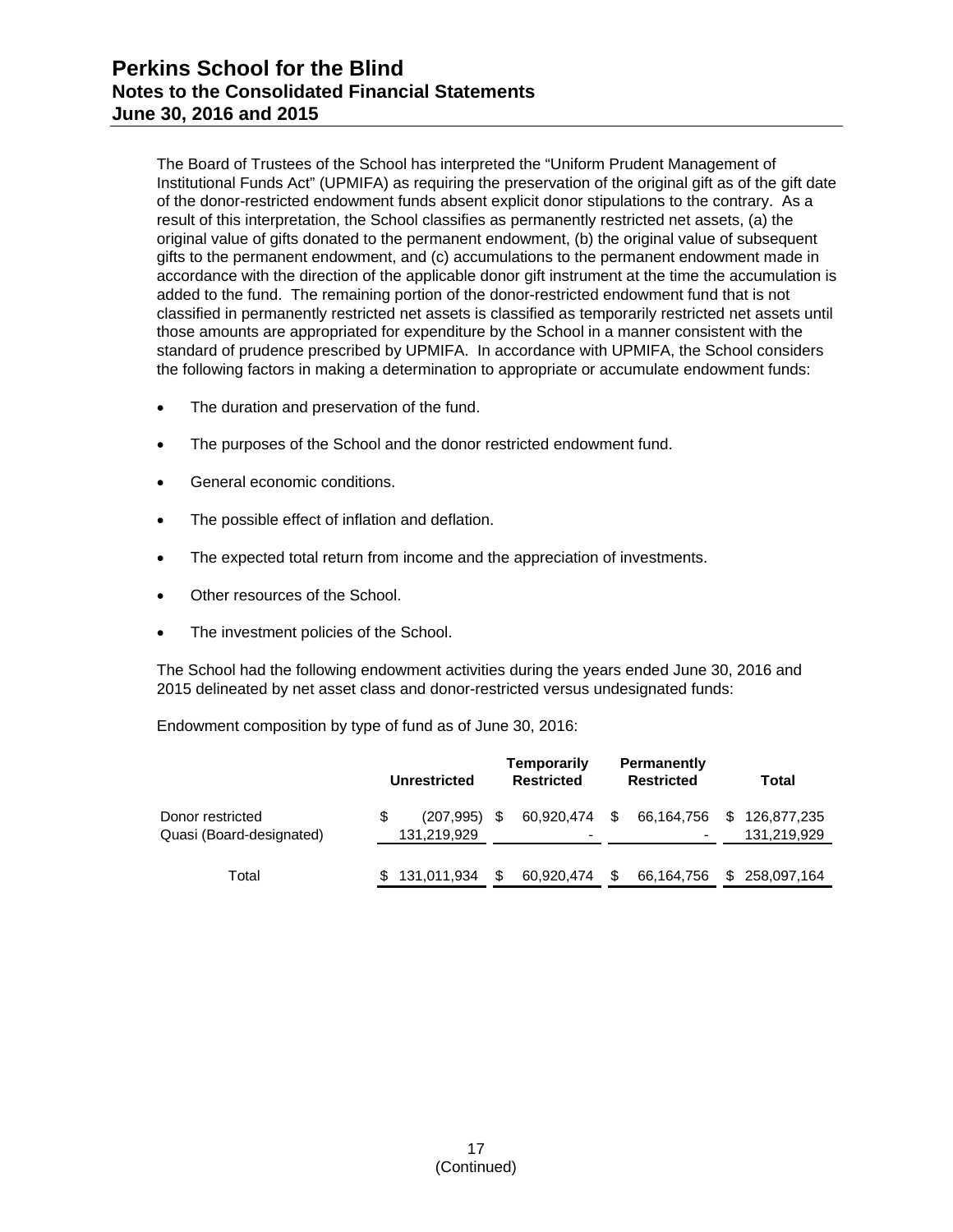The Board of Trustees of the School has interpreted the "Uniform Prudent Management of Institutional Funds Act" (UPMIFA) as requiring the preservation of the original gift as of the gift date of the donor-restricted endowment funds absent explicit donor stipulations to the contrary. As a result of this interpretation, the School classifies as permanently restricted net assets, (a) the original value of gifts donated to the permanent endowment, (b) the original value of subsequent gifts to the permanent endowment, and (c) accumulations to the permanent endowment made in accordance with the direction of the applicable donor gift instrument at the time the accumulation is added to the fund. The remaining portion of the donor-restricted endowment fund that is not classified in permanently restricted net assets is classified as temporarily restricted net assets until those amounts are appropriated for expenditure by the School in a manner consistent with the standard of prudence prescribed by UPMIFA. In accordance with UPMIFA, the School considers the following factors in making a determination to appropriate or accumulate endowment funds:

- The duration and preservation of the fund.
- The purposes of the School and the donor restricted endowment fund.
- General economic conditions.
- The possible effect of inflation and deflation.
- The expected total return from income and the appreciation of investments.
- Other resources of the School.
- The investment policies of the School.

The School had the following endowment activities during the years ended June 30, 2016 and 2015 delineated by net asset class and donor-restricted versus undesignated funds:

Endowment composition by type of fund as of June 30, 2016:

| | Unrestricted | Temporarily Restricted | Permanently Restricted | Total |
|---|---|---|---|---|
| Donor restricted | $ (207,995) | $ 60,920,474 | $ 66,164,756 | $ 126,877,235 |
| Quasi (Board-designated) | 131,219,929 | - | - | 131,219,929 |
| Total | $ 131,011,934 | $ 60,920,474 | $ 66,164,756 | $ 258,097,164 |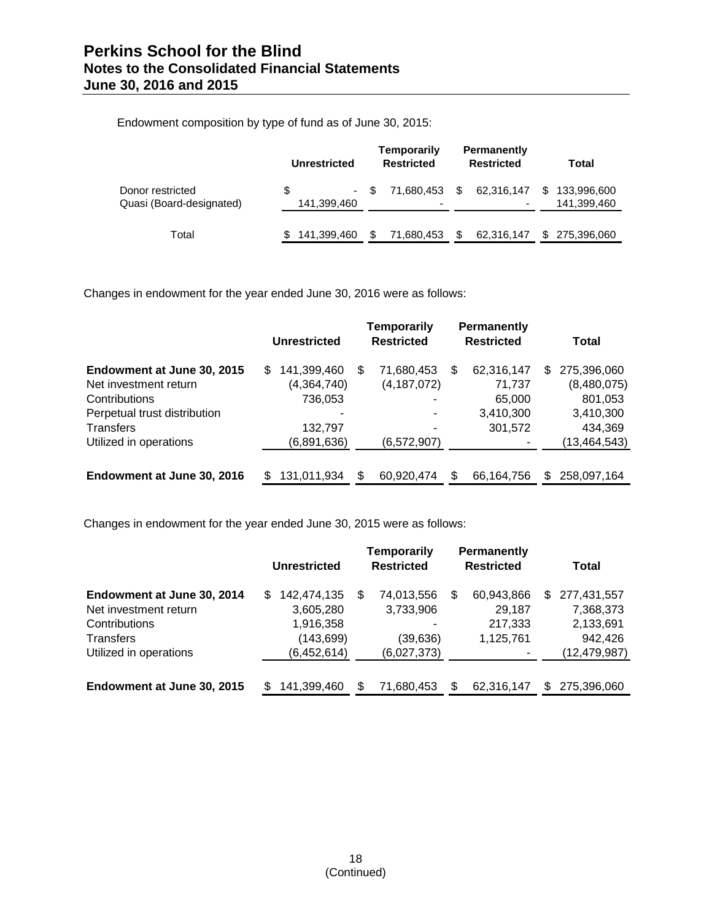Endowment composition by type of fund as of June 30, 2015:

| | Unrestricted | Temporarily Restricted | Permanently Restricted | Total |
|---|---|---|---|---|
| Donor restricted | $ - | $ 71,680,453 | $ 62,316,147 | $ 133,996,600 |
| Quasi (Board-designated) | 141,399,460 | - | - | 141,399,460 |
| Total | $ 141,399,460 | $ 71,680,453 | $ 62,316,147 | $ 275,396,060 |

Changes in endowment for the year ended June 30, 2016 were as follows:

| | Unrestricted | Temporarily Restricted | Permanently Restricted | Total |
|---|---|---|---|---|
| **Endowment at June 30, 2015** | $ 141,399,460 | $ 71,680,453 | $ 62,316,147 | $ 275,396,060 |
| Net investment return | (4,364,740) | (4,187,072) | 71,737 | (8,480,075) |
| Contributions | 736,053 | - | 65,000 | 801,053 |
| Perpetual trust distribution | - | - | 3,410,300 | 3,410,300 |
| Transfers | 132,797 | - | 301,572 | 434,369 |
| Utilized in operations | (6,891,636) | (6,572,907) | - | (13,464,543) |
| **Endowment at June 30, 2016** | $ 131,011,934 | $ 60,920,474 | $ 66,164,756 | $ 258,097,164 |

Changes in endowment for the year ended June 30, 2015 were as follows:

| | Unrestricted | Temporarily Restricted | Permanently Restricted | Total |
|---|---|---|---|---|
| **Endowment at June 30, 2014** | $ 142,474,135 | $ 74,013,556 | $ 60,943,866 | $ 277,431,557 |
| Net investment return | 3,605,280 | 3,733,906 | 29,187 | 7,368,373 |
| Contributions | 1,916,358 | - | 217,333 | 2,133,691 |
| Transfers | (143,699) | (39,636) | 1,125,761 | 942,426 |
| Utilized in operations | (6,452,614) | (6,027,373) | - | (12,479,987) |
| **Endowment at June 30, 2015** | $ 141,399,460 | $ 71,680,453 | $ 62,316,147 | $ 275,396,060 |

(Continued)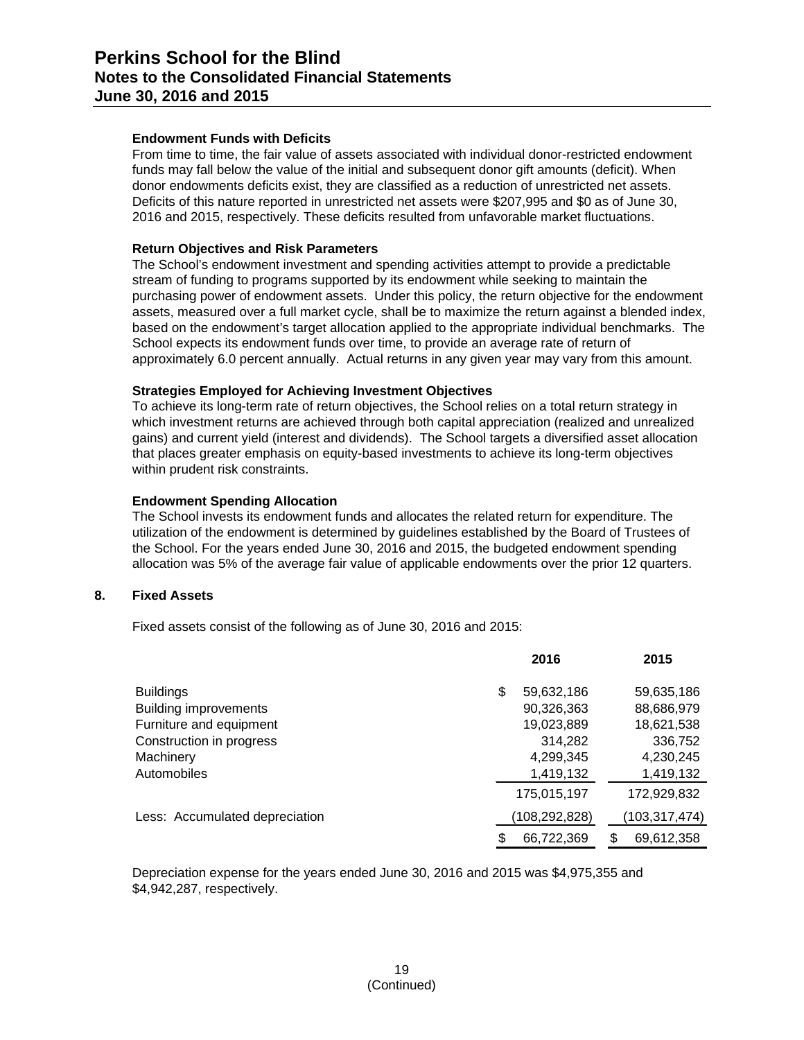### Endowment Funds with Deficits

From time to time, the fair value of assets associated with individual donor-restricted endowment funds may fall below the value of the initial and subsequent donor gift amounts (deficit). When donor endowments deficits exist, they are classified as a reduction of unrestricted net assets. Deficits of this nature reported in unrestricted net assets were $207,995 and $0 as of June 30, 2016 and 2015, respectively. These deficits resulted from unfavorable market fluctuations.

### Return Objectives and Risk Parameters

The School's endowment investment and spending activities attempt to provide a predictable stream of funding to programs supported by its endowment while seeking to maintain the purchasing power of endowment assets. Under this policy, the return objective for the endowment assets, measured over a full market cycle, shall be to maximize the return against a blended index, based on the endowment's target allocation applied to the appropriate individual benchmarks. The School expects its endowment funds over time, to provide an average rate of return of approximately 6.0 percent annually. Actual returns in any given year may vary from this amount.

### Strategies Employed for Achieving Investment Objectives

To achieve its long-term rate of return objectives, the School relies on a total return strategy in which investment returns are achieved through both capital appreciation (realized and unrealized gains) and current yield (interest and dividends). The School targets a diversified asset allocation that places greater emphasis on equity-based investments to achieve its long-term objectives within prudent risk constraints.

### Endowment Spending Allocation

The School invests its endowment funds and allocates the related return for expenditure. The utilization of the endowment is determined by guidelines established by the Board of Trustees of the School. For the years ended June 30, 2016 and 2015, the budgeted endowment spending allocation was 5% of the average fair value of applicable endowments over the prior 12 quarters.

## 8. Fixed Assets

Fixed assets consist of the following as of June 30, 2016 and 2015:

| | 2016 | 2015 |
|---|---|---|
| Buildings | $ 59,632,186 | 59,635,186 |
| Building improvements | 90,326,363 | 88,686,979 |
| Furniture and equipment | 19,023,889 | 18,621,538 |
| Construction in progress | 314,282 | 336,752 |
| Machinery | 4,299,345 | 4,230,245 |
| Automobiles | 1,419,132 | 1,419,132 |
| | 175,015,197 | 172,929,832 |
| Less: Accumulated depreciation | (108,292,828) | (103,317,474) |
| | $ 66,722,369 | $ 69,612,358 |

Depreciation expense for the years ended June 30, 2016 and 2015 was $4,975,355 and $4,942,287, respectively.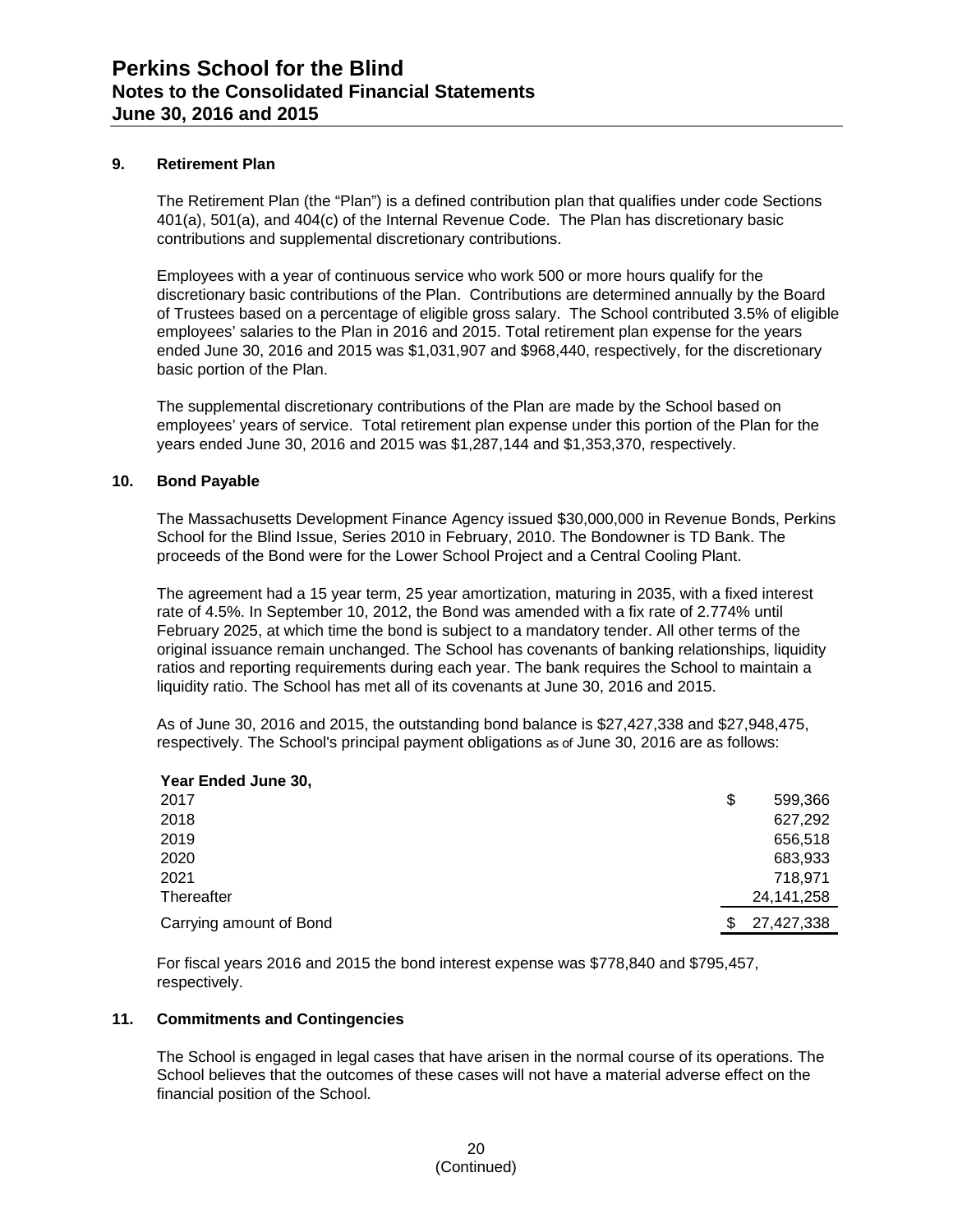## 9. Retirement Plan

The Retirement Plan (the "Plan") is a defined contribution plan that qualifies under code Sections 401(a), 501(a), and 404(c) of the Internal Revenue Code. The Plan has discretionary basic contributions and supplemental discretionary contributions.

Employees with a year of continuous service who work 500 or more hours qualify for the discretionary basic contributions of the Plan. Contributions are determined annually by the Board of Trustees based on a percentage of eligible gross salary. The School contributed 3.5% of eligible employees' salaries to the Plan in 2016 and 2015. Total retirement plan expense for the years ended June 30, 2016 and 2015 was $1,031,907 and $968,440, respectively, for the discretionary basic portion of the Plan.

The supplemental discretionary contributions of the Plan are made by the School based on employees' years of service. Total retirement plan expense under this portion of the Plan for the years ended June 30, 2016 and 2015 was $1,287,144 and $1,353,370, respectively.

## 10. Bond Payable

The Massachusetts Development Finance Agency issued $30,000,000 in Revenue Bonds, Perkins School for the Blind Issue, Series 2010 in February, 2010. The Bondowner is TD Bank. The proceeds of the Bond were for the Lower School Project and a Central Cooling Plant.

The agreement had a 15 year term, 25 year amortization, maturing in 2035, with a fixed interest rate of 4.5%. In September 10, 2012, the Bond was amended with a fix rate of 2.774% until February 2025, at which time the bond is subject to a mandatory tender. All other terms of the original issuance remain unchanged. The School has covenants of banking relationships, liquidity ratios and reporting requirements during each year. The bank requires the School to maintain a liquidity ratio. The School has met all of its covenants at June 30, 2016 and 2015.

As of June 30, 2016 and 2015, the outstanding bond balance is $27,427,338 and $27,948,475, respectively. The School's principal payment obligations as of June 30, 2016 are as follows:

| Year Ended June 30, | |
|---|---|
| 2017 | $ 599,366 |
| 2018 | 627,292 |
| 2019 | 656,518 |
| 2020 | 683,933 |
| 2021 | 718,971 |
| Thereafter | 24,141,258 |
| Carrying amount of Bond | $ 27,427,338 |

For fiscal years 2016 and 2015 the bond interest expense was $778,840 and $795,457, respectively.

## 11. Commitments and Contingencies

The School is engaged in legal cases that have arisen in the normal course of its operations. The School believes that the outcomes of these cases will not have a material adverse effect on the financial position of the School.

(Continued)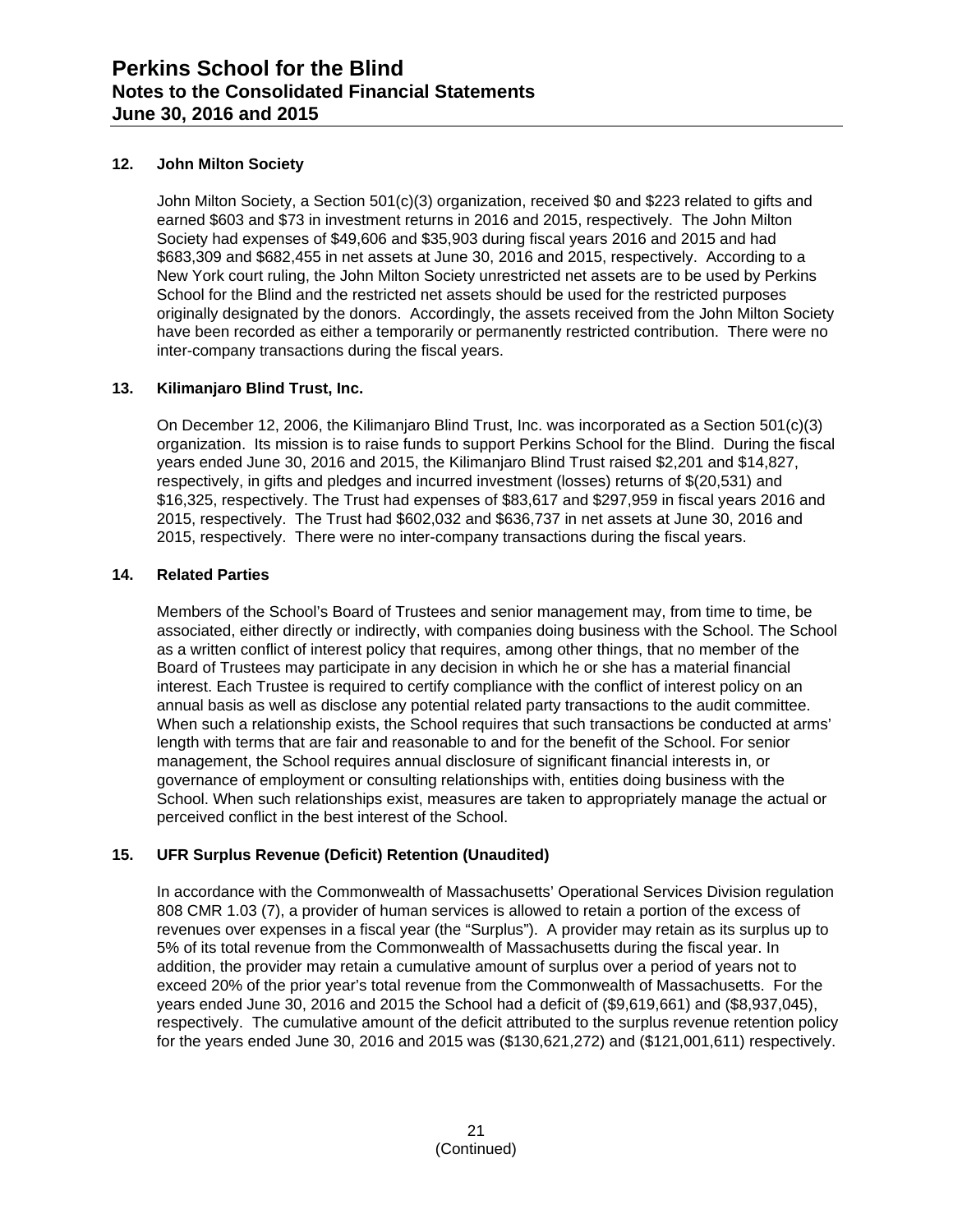## 12. John Milton Society

John Milton Society, a Section 501(c)(3) organization, received $0 and $223 related to gifts and earned $603 and $73 in investment returns in 2016 and 2015, respectively. The John Milton Society had expenses of $49,606 and $35,903 during fiscal years 2016 and 2015 and had $683,309 and $682,455 in net assets at June 30, 2016 and 2015, respectively. According to a New York court ruling, the John Milton Society unrestricted net assets are to be used by Perkins School for the Blind and the restricted net assets should be used for the restricted purposes originally designated by the donors. Accordingly, the assets received from the John Milton Society have been recorded as either a temporarily or permanently restricted contribution. There were no inter-company transactions during the fiscal years.

## 13. Kilimanjaro Blind Trust, Inc.

On December 12, 2006, the Kilimanjaro Blind Trust, Inc. was incorporated as a Section 501(c)(3) organization. Its mission is to raise funds to support Perkins School for the Blind. During the fiscal years ended June 30, 2016 and 2015, the Kilimanjaro Blind Trust raised $2,201 and $14,827, respectively, in gifts and pledges and incurred investment (losses) returns of $(20,531) and $16,325, respectively. The Trust had expenses of $83,617 and $297,959 in fiscal years 2016 and 2015, respectively. The Trust had $602,032 and $636,737 in net assets at June 30, 2016 and 2015, respectively. There were no inter-company transactions during the fiscal years.

## 14. Related Parties

Members of the School's Board of Trustees and senior management may, from time to time, be associated, either directly or indirectly, with companies doing business with the School. The School as a written conflict of interest policy that requires, among other things, that no member of the Board of Trustees may participate in any decision in which he or she has a material financial interest. Each Trustee is required to certify compliance with the conflict of interest policy on an annual basis as well as disclose any potential related party transactions to the audit committee. When such a relationship exists, the School requires that such transactions be conducted at arms' length with terms that are fair and reasonable to and for the benefit of the School. For senior management, the School requires annual disclosure of significant financial interests in, or governance of employment or consulting relationships with, entities doing business with the School. When such relationships exist, measures are taken to appropriately manage the actual or perceived conflict in the best interest of the School.

## 15. UFR Surplus Revenue (Deficit) Retention (Unaudited)

In accordance with the Commonwealth of Massachusetts' Operational Services Division regulation 808 CMR 1.03 (7), a provider of human services is allowed to retain a portion of the excess of revenues over expenses in a fiscal year (the "Surplus"). A provider may retain as its surplus up to 5% of its total revenue from the Commonwealth of Massachusetts during the fiscal year. In addition, the provider may retain a cumulative amount of surplus over a period of years not to exceed 20% of the prior year's total revenue from the Commonwealth of Massachusetts. For the years ended June 30, 2016 and 2015 the School had a deficit of ($9,619,661) and ($8,937,045), respectively. The cumulative amount of the deficit attributed to the surplus revenue retention policy for the years ended June 30, 2016 and 2015 was ($130,621,272) and ($121,001,611) respectively.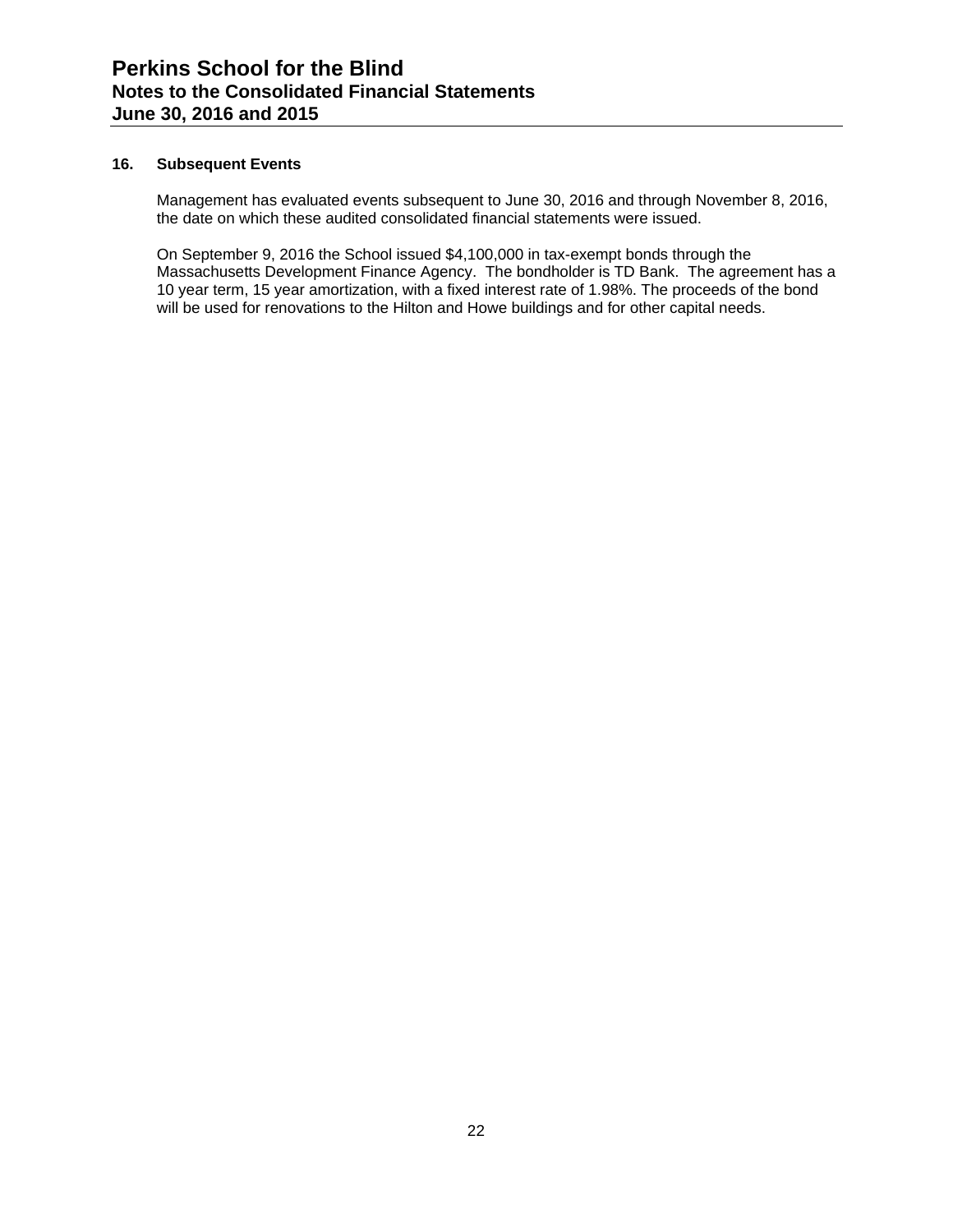## 16. Subsequent Events

Management has evaluated events subsequent to June 30, 2016 and through November 8, 2016, the date on which these audited consolidated financial statements were issued.

On September 9, 2016 the School issued $4,100,000 in tax-exempt bonds through the Massachusetts Development Finance Agency. The bondholder is TD Bank. The agreement has a 10 year term, 15 year amortization, with a fixed interest rate of 1.98%. The proceeds of the bond will be used for renovations to the Hilton and Howe buildings and for other capital needs.